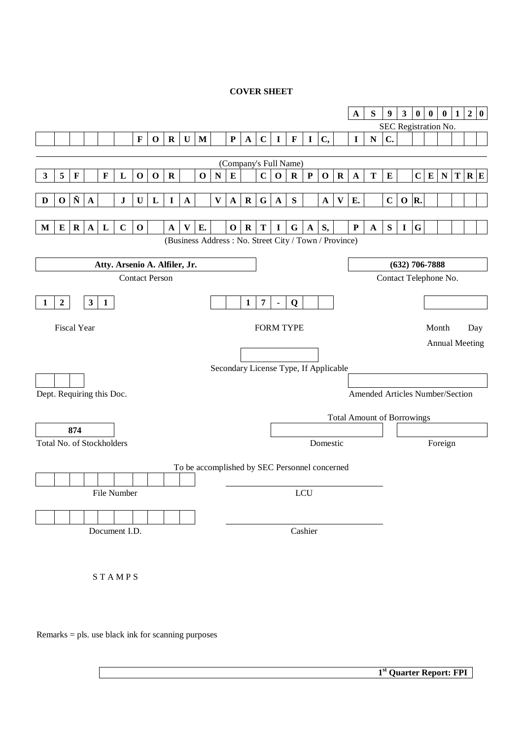# COVER SHEET

**A S 9 3 0 0 0 1 2 0**

SEC Registration No.

**FORUM PACIFIC, INC.**

(Company's Full Name)

**35F FLOOR ONE CORPORATE CENTRE**

**DOÑA JULIA VARGAS AVE. COR.**

**MERALCO AVE. ORTIGAS, PASIG**

(Business Address : No. Street City / Town / Province)

| **Atty. Arsenio A. Alfiler, Jr.** | **(632) 706-7888** |
|---|---|
| Contact Person | Contact Telephone No. |

| **12 31** | **17-Q** | |
|---|---|---|
| Fiscal Year | FORM TYPE | Month Day<br>Annual Meeting |

Secondary License Type, If Applicable

Dept. Requiring this Doc.

Amended Articles Number/Section

Total Amount of Borrowings

| **874** | | |
|---|---|---|
| Total No. of Stockholders | Domestic | Foreign |

To be accomplished by SEC Personnel concerned

File Number

LCU

Document I.D.

Cashier

S T A M P S

Remarks = pls. use black ink for scanning purposes

**1st Quarter Report: FPI**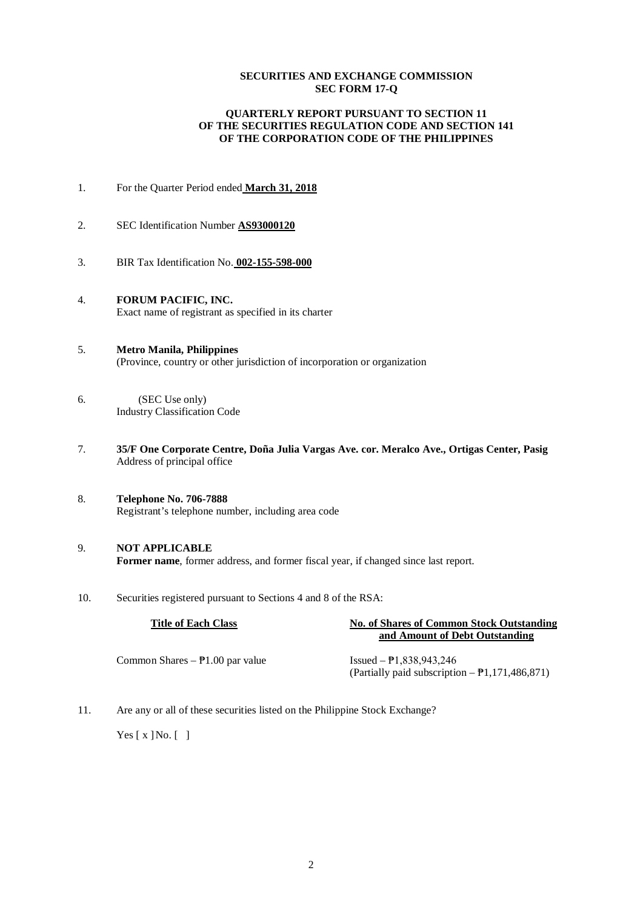**SECURITIES AND EXCHANGE COMMISSION**
**SEC FORM 17-Q**

**QUARTERLY REPORT PURSUANT TO SECTION 11**
**OF THE SECURITIES REGULATION CODE AND SECTION 141**
**OF THE CORPORATION CODE OF THE PHILIPPINES**

1. For the Quarter Period ended **March 31, 2018**

2. SEC Identification Number **AS93000120**

3. BIR Tax Identification No. **002-155-598-000**

4. **FORUM PACIFIC, INC.**
   Exact name of registrant as specified in its charter

5. **Metro Manila, Philippines**
   (Province, country or other jurisdiction of incorporation or organization

6. (SEC Use only)
   Industry Classification Code

7. **35/F One Corporate Centre, Doña Julia Vargas Ave. cor. Meralco Ave., Ortigas Center, Pasig**
   Address of principal office

8. **Telephone No. 706-7888**
   Registrant's telephone number, including area code

9. **NOT APPLICABLE**
   **Former name**, former address, and former fiscal year, if changed since last report.

10. Securities registered pursuant to Sections 4 and 8 of the RSA:

| Title of Each Class | No. of Shares of Common Stock Outstanding and Amount of Debt Outstanding |
|---|---|
| Common Shares – ₱1.00 par value | Issued – ₱1,838,943,246<br>(Partially paid subscription – ₱1,171,486,871) |

11. Are any or all of these securities listed on the Philippine Stock Exchange?

    Yes [ x ] No. [ ]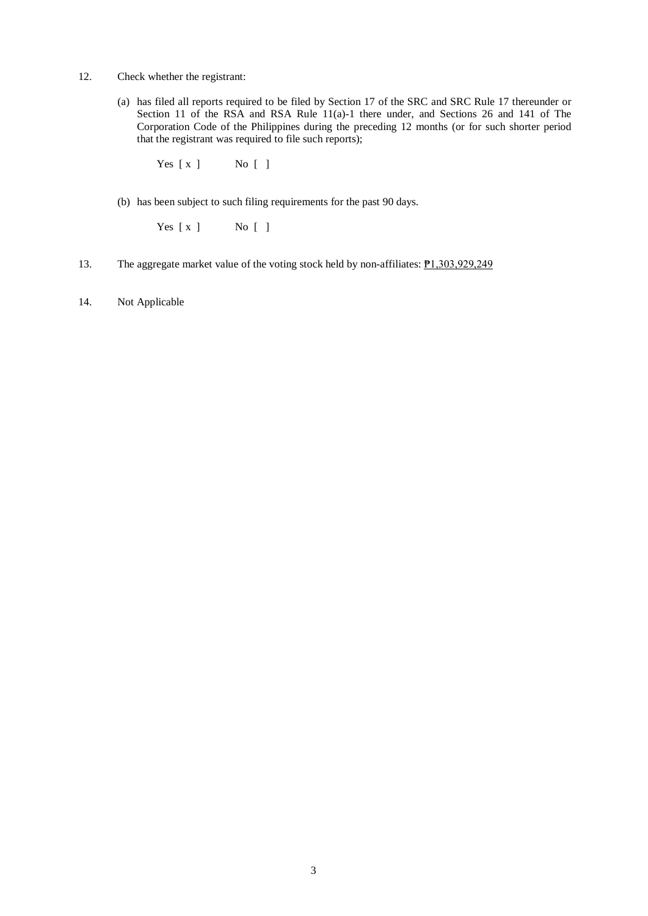12. Check whether the registrant:

    (a) has filed all reports required to be filed by Section 17 of the SRC and SRC Rule 17 thereunder or Section 11 of the RSA and RSA Rule 11(a)-1 there under, and Sections 26 and 141 of The Corporation Code of the Philippines during the preceding 12 months (or for such shorter period that the registrant was required to file such reports);

    Yes [ x ]  No [ ]

    (b) has been subject to such filing requirements for the past 90 days.

    Yes [ x ]  No [ ]

13. The aggregate market value of the voting stock held by non-affiliates: ₱1,303,929,249

14. Not Applicable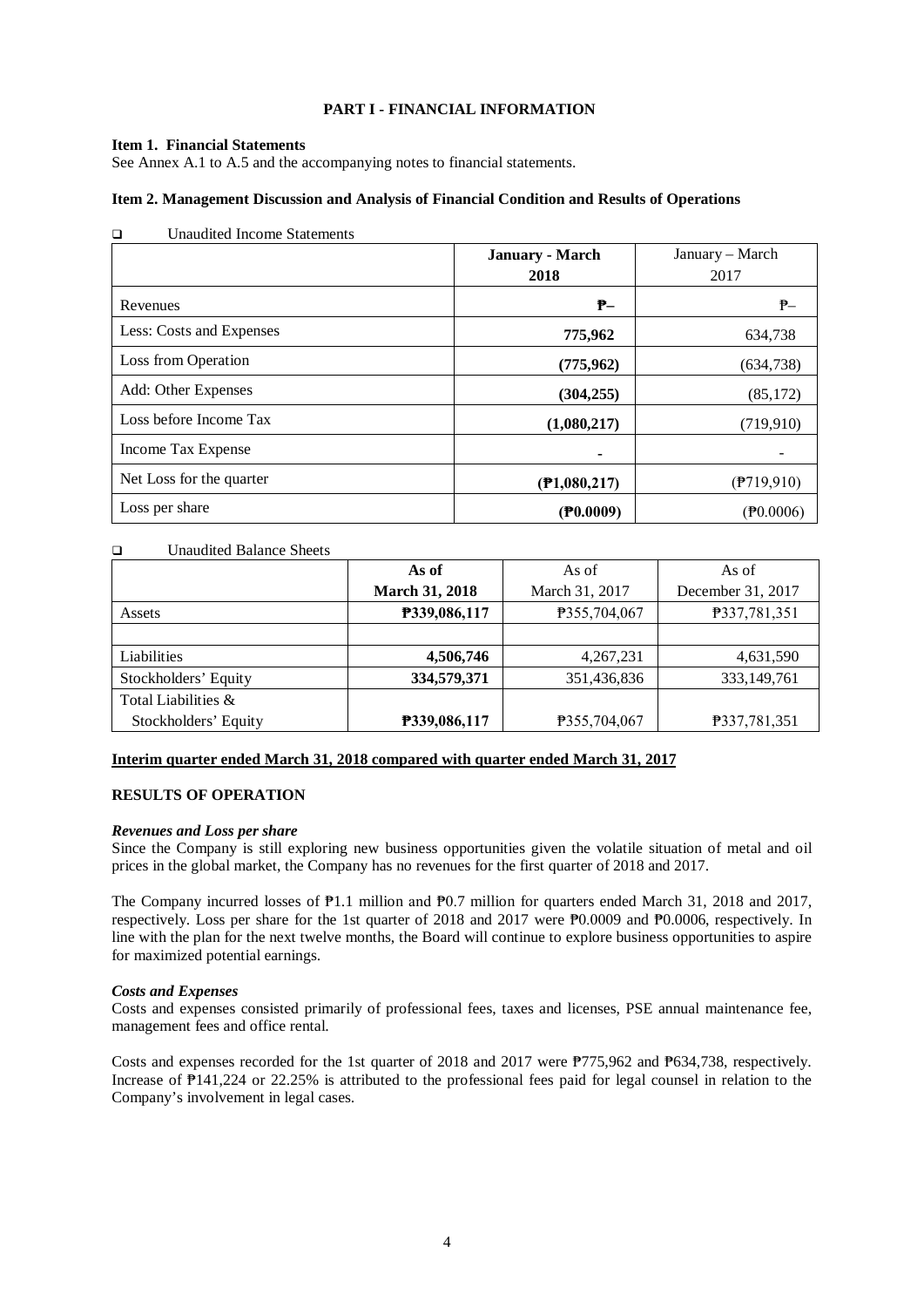## PART I - FINANCIAL INFORMATION

**Item 1. Financial Statements**
See Annex A.1 to A.5 and the accompanying notes to financial statements.

**Item 2. Management Discussion and Analysis of Financial Condition and Results of Operations**

- Unaudited Income Statements

| | **January - March 2018** | January – March 2017 |
|---|---|---|
| Revenues | **₱–** | ₱– |
| Less: Costs and Expenses | **775,962** | 634,738 |
| Loss from Operation | **(775,962)** | (634,738) |
| Add: Other Expenses | **(304,255)** | (85,172) |
| Loss before Income Tax | **(1,080,217)** | (719,910) |
| Income Tax Expense | **-** | - |
| Net Loss for the quarter | **(₱1,080,217)** | (₱719,910) |
| Loss per share | **(₱0.0009)** | (₱0.0006) |

- Unaudited Balance Sheets

| | **As of March 31, 2018** | As of March 31, 2017 | As of December 31, 2017 |
|---|---|---|---|
| Assets | **₱339,086,117** | ₱355,704,067 | ₱337,781,351 |
| | | | |
| Liabilities | **4,506,746** | 4,267,231 | 4,631,590 |
| Stockholders' Equity | **334,579,371** | 351,436,836 | 333,149,761 |
| Total Liabilities & Stockholders' Equity | **₱339,086,117** | ₱355,704,067 | ₱337,781,351 |

**Interim quarter ended March 31, 2018 compared with quarter ended March 31, 2017**

### RESULTS OF OPERATION

***Revenues and Loss per share***
Since the Company is still exploring new business opportunities given the volatile situation of metal and oil prices in the global market, the Company has no revenues for the first quarter of 2018 and 2017.

The Company incurred losses of ₱1.1 million and ₱0.7 million for quarters ended March 31, 2018 and 2017, respectively. Loss per share for the 1st quarter of 2018 and 2017 were ₱0.0009 and ₱0.0006, respectively. In line with the plan for the next twelve months, the Board will continue to explore business opportunities to aspire for maximized potential earnings.

***Costs and Expenses***
Costs and expenses consisted primarily of professional fees, taxes and licenses, PSE annual maintenance fee, management fees and office rental.

Costs and expenses recorded for the 1st quarter of 2018 and 2017 were ₱775,962 and ₱634,738, respectively. Increase of ₱141,224 or 22.25% is attributed to the professional fees paid for legal counsel in relation to the Company's involvement in legal cases.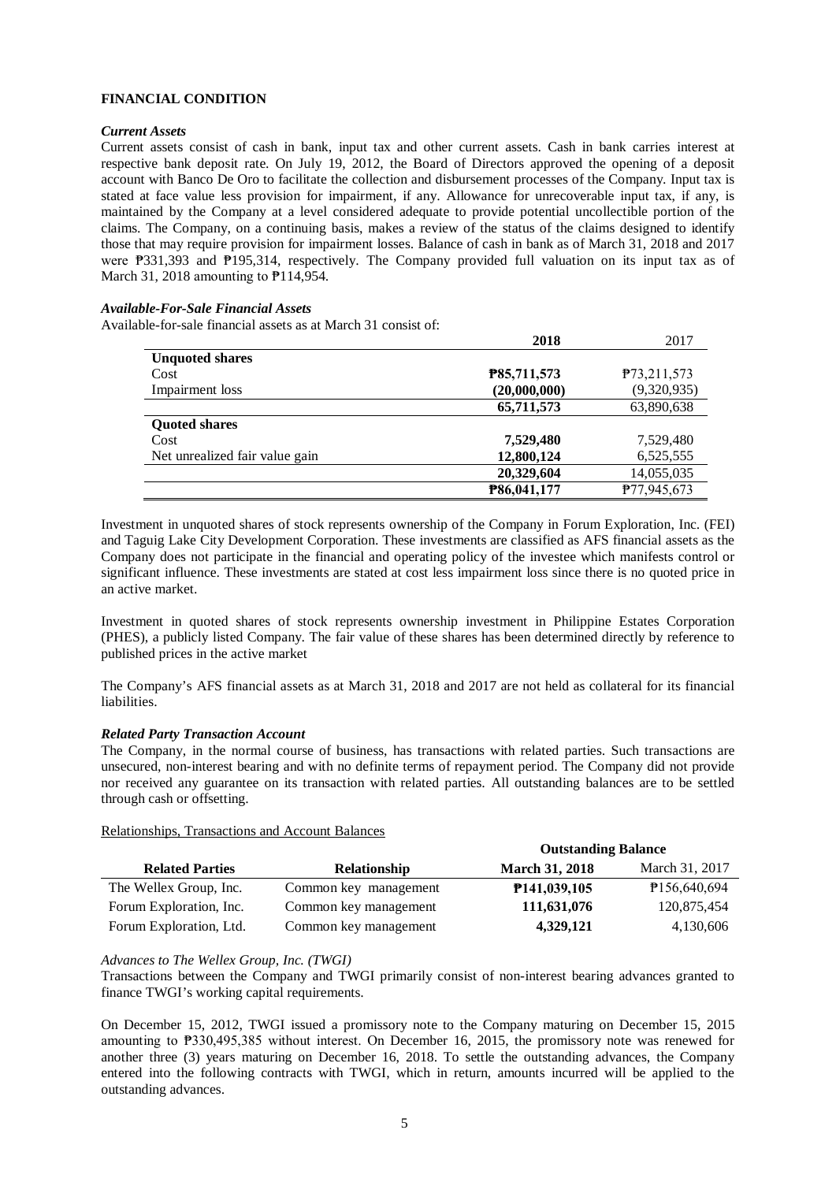**FINANCIAL CONDITION**

***Current Assets***

Current assets consist of cash in bank, input tax and other current assets. Cash in bank carries interest at respective bank deposit rate. On July 19, 2012, the Board of Directors approved the opening of a deposit account with Banco De Oro to facilitate the collection and disbursement processes of the Company. Input tax is stated at face value less provision for impairment, if any. Allowance for unrecoverable input tax, if any, is maintained by the Company at a level considered adequate to provide potential uncollectible portion of the claims. The Company, on a continuing basis, makes a review of the status of the claims designed to identify those that may require provision for impairment losses. Balance of cash in bank as of March 31, 2018 and 2017 were ₱331,393 and ₱195,314, respectively. The Company provided full valuation on its input tax as of March 31, 2018 amounting to ₱114,954.

***Available-For-Sale Financial Assets***

Available-for-sale financial assets as at March 31 consist of:

| | **2018** | 2017 |
|---|---|---|
| **Unquoted shares** | | |
| Cost | **₱85,711,573** | ₱73,211,573 |
| Impairment loss | **(20,000,000)** | (9,320,935) |
| | **65,711,573** | 63,890,638 |
| **Quoted shares** | | |
| Cost | **7,529,480** | 7,529,480 |
| Net unrealized fair value gain | **12,800,124** | 6,525,555 |
| | **20,329,604** | 14,055,035 |
| | **₱86,041,177** | ₱77,945,673 |

Investment in unquoted shares of stock represents ownership of the Company in Forum Exploration, Inc. (FEI) and Taguig Lake City Development Corporation. These investments are classified as AFS financial assets as the Company does not participate in the financial and operating policy of the investee which manifests control or significant influence. These investments are stated at cost less impairment loss since there is no quoted price in an active market.

Investment in quoted shares of stock represents ownership investment in Philippine Estates Corporation (PHES), a publicly listed Company. The fair value of these shares has been determined directly by reference to published prices in the active market

The Company's AFS financial assets as at March 31, 2018 and 2017 are not held as collateral for its financial liabilities.

***Related Party Transaction Account***

The Company, in the normal course of business, has transactions with related parties. Such transactions are unsecured, non-interest bearing and with no definite terms of repayment period. The Company did not provide nor received any guarantee on its transaction with related parties. All outstanding balances are to be settled through cash or offsetting.

Relationships, Transactions and Account Balances

| | | **Outstanding Balance** | |
|---|---|---|---|
| **Related Parties** | **Relationship** | **March 31, 2018** | March 31, 2017 |
| The Wellex Group, Inc. | Common key management | **₱141,039,105** | ₱156,640,694 |
| Forum Exploration, Inc. | Common key management | **111,631,076** | 120,875,454 |
| Forum Exploration, Ltd. | Common key management | **4,329,121** | 4,130,606 |

*Advances to The Wellex Group, Inc. (TWGI)*

Transactions between the Company and TWGI primarily consist of non-interest bearing advances granted to finance TWGI's working capital requirements.

On December 15, 2012, TWGI issued a promissory note to the Company maturing on December 15, 2015 amounting to ₱330,495,385 without interest. On December 16, 2015, the promissory note was renewed for another three (3) years maturing on December 16, 2018. To settle the outstanding advances, the Company entered into the following contracts with TWGI, which in return, amounts incurred will be applied to the outstanding advances.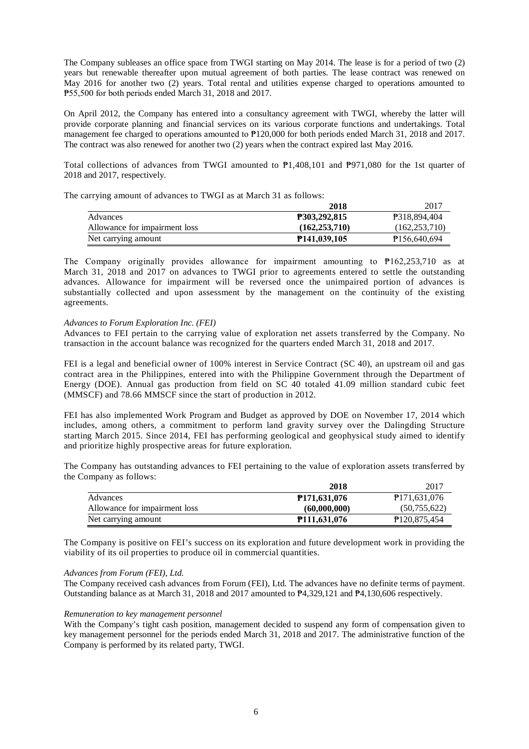The Company subleases an office space from TWGI starting on May 2014. The lease is for a period of two (2) years but renewable thereafter upon mutual agreement of both parties. The lease contract was renewed on May 2016 for another two (2) years. Total rental and utilities expense charged to operations amounted to ₱55,500 for both periods ended March 31, 2018 and 2017.

On April 2012, the Company has entered into a consultancy agreement with TWGI, whereby the latter will provide corporate planning and financial services on its various corporate functions and undertakings. Total management fee charged to operations amounted to ₱120,000 for both periods ended March 31, 2018 and 2017. The contract was also renewed for another two (2) years when the contract expired last May 2016.

Total collections of advances from TWGI amounted to ₱1,408,101 and ₱971,080 for the 1st quarter of 2018 and 2017, respectively.

The carrying amount of advances to TWGI as at March 31 as follows:

| | **2018** | 2017 |
|---|---|---|
| Advances | **₱303,292,815** | ₱318,894,404 |
| Allowance for impairment loss | **(162,253,710)** | (162,253,710) |
| Net carrying amount | **₱141,039,105** | ₱156,640,694 |

The Company originally provides allowance for impairment amounting to ₱162,253,710 as at March 31, 2018 and 2017 on advances to TWGI prior to agreements entered to settle the outstanding advances. Allowance for impairment will be reversed once the unimpaired portion of advances is substantially collected and upon assessment by the management on the continuity of the existing agreements.

*Advances to Forum Exploration Inc. (FEI)*

Advances to FEI pertain to the carrying value of exploration net assets transferred by the Company. No transaction in the account balance was recognized for the quarters ended March 31, 2018 and 2017.

FEI is a legal and beneficial owner of 100% interest in Service Contract (SC 40), an upstream oil and gas contract area in the Philippines, entered into with the Philippine Government through the Department of Energy (DOE). Annual gas production from field on SC 40 totaled 41.09 million standard cubic feet (MMSCF) and 78.66 MMSCF since the start of production in 2012.

FEI has also implemented Work Program and Budget as approved by DOE on November 17, 2014 which includes, among others, a commitment to perform land gravity survey over the Dalingding Structure starting March 2015. Since 2014, FEI has performing geological and geophysical study aimed to identify and prioritize highly prospective areas for future exploration.

The Company has outstanding advances to FEI pertaining to the value of exploration assets transferred by the Company as follows:

| | **2018** | 2017 |
|---|---|---|
| Advances | **₱171,631,076** | ₱171,631,076 |
| Allowance for impairment loss | **(60,000,000)** | (50,755,622) |
| Net carrying amount | **₱111,631,076** | ₱120,875,454 |

The Company is positive on FEI's success on its exploration and future development work in providing the viability of its oil properties to produce oil in commercial quantities.

*Advances from Forum (FEI), Ltd.*

The Company received cash advances from Forum (FEI), Ltd. The advances have no definite terms of payment. Outstanding balance as at March 31, 2018 and 2017 amounted to ₱4,329,121 and ₱4,130,606 respectively.

*Remuneration to key management personnel*

With the Company's tight cash position, management decided to suspend any form of compensation given to key management personnel for the periods ended March 31, 2018 and 2017. The administrative function of the Company is performed by its related party, TWGI.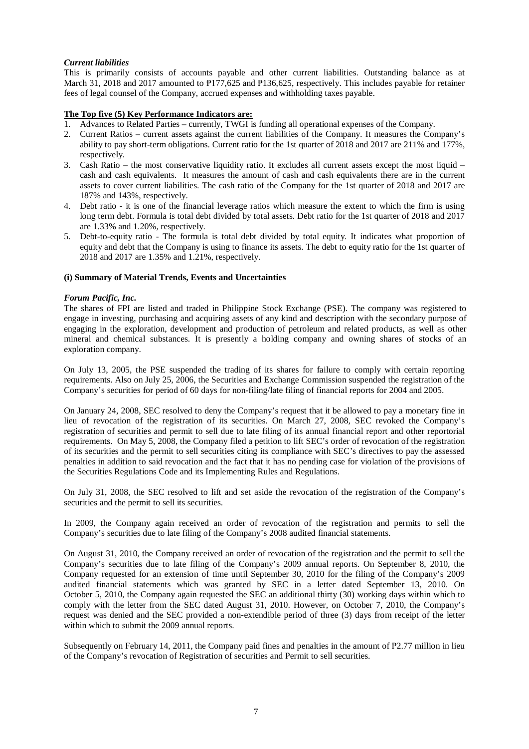***Current liabilities***

This is primarily consists of accounts payable and other current liabilities. Outstanding balance as at March 31, 2018 and 2017 amounted to ₱177,625 and ₱136,625, respectively. This includes payable for retainer fees of legal counsel of the Company, accrued expenses and withholding taxes payable.

**The Top five (5) Key Performance Indicators are:**

1. Advances to Related Parties – currently, TWGI is funding all operational expenses of the Company.
2. Current Ratios – current assets against the current liabilities of the Company. It measures the Company's ability to pay short-term obligations. Current ratio for the 1st quarter of 2018 and 2017 are 211% and 177%, respectively.
3. Cash Ratio – the most conservative liquidity ratio. It excludes all current assets except the most liquid – cash and cash equivalents. It measures the amount of cash and cash equivalents there are in the current assets to cover current liabilities. The cash ratio of the Company for the 1st quarter of 2018 and 2017 are 187% and 143%, respectively.
4. Debt ratio - it is one of the financial leverage ratios which measure the extent to which the firm is using long term debt. Formula is total debt divided by total assets. Debt ratio for the 1st quarter of 2018 and 2017 are 1.33% and 1.20%, respectively.
5. Debt-to-equity ratio - The formula is total debt divided by total equity. It indicates what proportion of equity and debt that the Company is using to finance its assets. The debt to equity ratio for the 1st quarter of 2018 and 2017 are 1.35% and 1.21%, respectively.

**(i) Summary of Material Trends, Events and Uncertainties**

***Forum Pacific, Inc.***

The shares of FPI are listed and traded in Philippine Stock Exchange (PSE). The company was registered to engage in investing, purchasing and acquiring assets of any kind and description with the secondary purpose of engaging in the exploration, development and production of petroleum and related products, as well as other mineral and chemical substances. It is presently a holding company and owning shares of stocks of an exploration company.

On July 13, 2005, the PSE suspended the trading of its shares for failure to comply with certain reporting requirements. Also on July 25, 2006, the Securities and Exchange Commission suspended the registration of the Company's securities for period of 60 days for non-filing/late filing of financial reports for 2004 and 2005.

On January 24, 2008, SEC resolved to deny the Company's request that it be allowed to pay a monetary fine in lieu of revocation of the registration of its securities. On March 27, 2008, SEC revoked the Company's registration of securities and permit to sell due to late filing of its annual financial report and other reportorial requirements. On May 5, 2008, the Company filed a petition to lift SEC's order of revocation of the registration of its securities and the permit to sell securities citing its compliance with SEC's directives to pay the assessed penalties in addition to said revocation and the fact that it has no pending case for violation of the provisions of the Securities Regulations Code and its Implementing Rules and Regulations.

On July 31, 2008, the SEC resolved to lift and set aside the revocation of the registration of the Company's securities and the permit to sell its securities.

In 2009, the Company again received an order of revocation of the registration and permits to sell the Company's securities due to late filing of the Company's 2008 audited financial statements.

On August 31, 2010, the Company received an order of revocation of the registration and the permit to sell the Company's securities due to late filing of the Company's 2009 annual reports. On September 8, 2010, the Company requested for an extension of time until September 30, 2010 for the filing of the Company's 2009 audited financial statements which was granted by SEC in a letter dated September 13, 2010. On October 5, 2010, the Company again requested the SEC an additional thirty (30) working days within which to comply with the letter from the SEC dated August 31, 2010. However, on October 7, 2010, the Company's request was denied and the SEC provided a non-extendible period of three (3) days from receipt of the letter within which to submit the 2009 annual reports.

Subsequently on February 14, 2011, the Company paid fines and penalties in the amount of ₱2.77 million in lieu of the Company's revocation of Registration of securities and Permit to sell securities.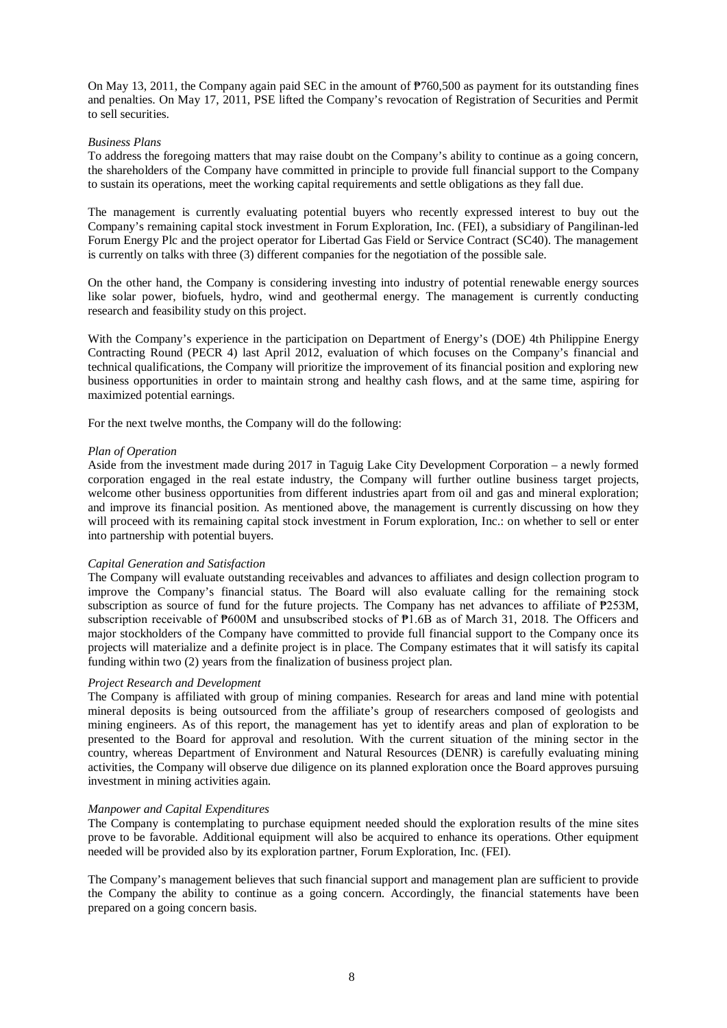On May 13, 2011, the Company again paid SEC in the amount of ₱760,500 as payment for its outstanding fines and penalties. On May 17, 2011, PSE lifted the Company's revocation of Registration of Securities and Permit to sell securities.

*Business Plans*

To address the foregoing matters that may raise doubt on the Company's ability to continue as a going concern, the shareholders of the Company have committed in principle to provide full financial support to the Company to sustain its operations, meet the working capital requirements and settle obligations as they fall due.

The management is currently evaluating potential buyers who recently expressed interest to buy out the Company's remaining capital stock investment in Forum Exploration, Inc. (FEI), a subsidiary of Pangilinan-led Forum Energy Plc and the project operator for Libertad Gas Field or Service Contract (SC40). The management is currently on talks with three (3) different companies for the negotiation of the possible sale.

On the other hand, the Company is considering investing into industry of potential renewable energy sources like solar power, biofuels, hydro, wind and geothermal energy. The management is currently conducting research and feasibility study on this project.

With the Company's experience in the participation on Department of Energy's (DOE) 4th Philippine Energy Contracting Round (PECR 4) last April 2012, evaluation of which focuses on the Company's financial and technical qualifications, the Company will prioritize the improvement of its financial position and exploring new business opportunities in order to maintain strong and healthy cash flows, and at the same time, aspiring for maximized potential earnings.

For the next twelve months, the Company will do the following:

*Plan of Operation*

Aside from the investment made during 2017 in Taguig Lake City Development Corporation – a newly formed corporation engaged in the real estate industry, the Company will further outline business target projects, welcome other business opportunities from different industries apart from oil and gas and mineral exploration; and improve its financial position. As mentioned above, the management is currently discussing on how they will proceed with its remaining capital stock investment in Forum exploration, Inc.: on whether to sell or enter into partnership with potential buyers.

*Capital Generation and Satisfaction*

The Company will evaluate outstanding receivables and advances to affiliates and design collection program to improve the Company's financial status. The Board will also evaluate calling for the remaining stock subscription as source of fund for the future projects. The Company has net advances to affiliate of ₱253M, subscription receivable of ₱600M and unsubscribed stocks of ₱1.6B as of March 31, 2018. The Officers and major stockholders of the Company have committed to provide full financial support to the Company once its projects will materialize and a definite project is in place. The Company estimates that it will satisfy its capital funding within two (2) years from the finalization of business project plan.

*Project Research and Development*

The Company is affiliated with group of mining companies. Research for areas and land mine with potential mineral deposits is being outsourced from the affiliate's group of researchers composed of geologists and mining engineers. As of this report, the management has yet to identify areas and plan of exploration to be presented to the Board for approval and resolution. With the current situation of the mining sector in the country, whereas Department of Environment and Natural Resources (DENR) is carefully evaluating mining activities, the Company will observe due diligence on its planned exploration once the Board approves pursuing investment in mining activities again.

*Manpower and Capital Expenditures*

The Company is contemplating to purchase equipment needed should the exploration results of the mine sites prove to be favorable. Additional equipment will also be acquired to enhance its operations. Other equipment needed will be provided also by its exploration partner, Forum Exploration, Inc. (FEI).

The Company's management believes that such financial support and management plan are sufficient to provide the Company the ability to continue as a going concern. Accordingly, the financial statements have been prepared on a going concern basis.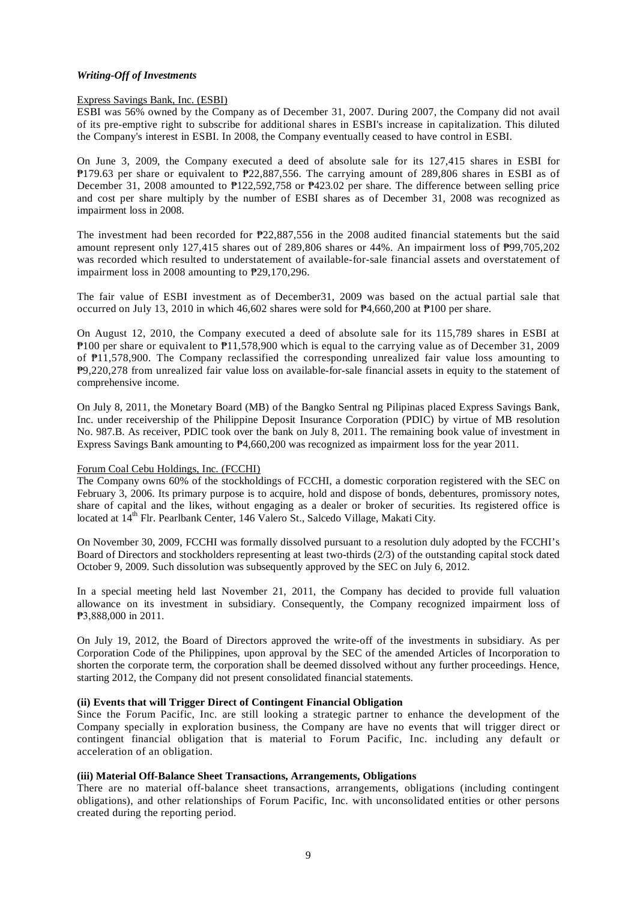***Writing-Off of Investments***

Express Savings Bank, Inc. (ESBI)

ESBI was 56% owned by the Company as of December 31, 2007. During 2007, the Company did not avail of its pre-emptive right to subscribe for additional shares in ESBI's increase in capitalization. This diluted the Company's interest in ESBI. In 2008, the Company eventually ceased to have control in ESBI.

On June 3, 2009, the Company executed a deed of absolute sale for its 127,415 shares in ESBI for ₱179.63 per share or equivalent to ₱22,887,556. The carrying amount of 289,806 shares in ESBI as of December 31, 2008 amounted to ₱122,592,758 or ₱423.02 per share. The difference between selling price and cost per share multiply by the number of ESBI shares as of December 31, 2008 was recognized as impairment loss in 2008.

The investment had been recorded for ₱22,887,556 in the 2008 audited financial statements but the said amount represent only 127,415 shares out of 289,806 shares or 44%. An impairment loss of ₱99,705,202 was recorded which resulted to understatement of available-for-sale financial assets and overstatement of impairment loss in 2008 amounting to ₱29,170,296.

The fair value of ESBI investment as of December31, 2009 was based on the actual partial sale that occurred on July 13, 2010 in which 46,602 shares were sold for ₱4,660,200 at ₱100 per share.

On August 12, 2010, the Company executed a deed of absolute sale for its 115,789 shares in ESBI at ₱100 per share or equivalent to ₱11,578,900 which is equal to the carrying value as of December 31, 2009 of ₱11,578,900. The Company reclassified the corresponding unrealized fair value loss amounting to ₱9,220,278 from unrealized fair value loss on available-for-sale financial assets in equity to the statement of comprehensive income.

On July 8, 2011, the Monetary Board (MB) of the Bangko Sentral ng Pilipinas placed Express Savings Bank, Inc. under receivership of the Philippine Deposit Insurance Corporation (PDIC) by virtue of MB resolution No. 987.B. As receiver, PDIC took over the bank on July 8, 2011. The remaining book value of investment in Express Savings Bank amounting to ₱4,660,200 was recognized as impairment loss for the year 2011.

Forum Coal Cebu Holdings, Inc. (FCCHI)

The Company owns 60% of the stockholdings of FCCHI, a domestic corporation registered with the SEC on February 3, 2006. Its primary purpose is to acquire, hold and dispose of bonds, debentures, promissory notes, share of capital and the likes, without engaging as a dealer or broker of securities. Its registered office is located at 14th Flr. Pearlbank Center, 146 Valero St., Salcedo Village, Makati City.

On November 30, 2009, FCCHI was formally dissolved pursuant to a resolution duly adopted by the FCCHI's Board of Directors and stockholders representing at least two-thirds (2/3) of the outstanding capital stock dated October 9, 2009. Such dissolution was subsequently approved by the SEC on July 6, 2012.

In a special meeting held last November 21, 2011, the Company has decided to provide full valuation allowance on its investment in subsidiary. Consequently, the Company recognized impairment loss of ₱3,888,000 in 2011.

On July 19, 2012, the Board of Directors approved the write-off of the investments in subsidiary. As per Corporation Code of the Philippines, upon approval by the SEC of the amended Articles of Incorporation to shorten the corporate term, the corporation shall be deemed dissolved without any further proceedings. Hence, starting 2012, the Company did not present consolidated financial statements.

**(ii) Events that will Trigger Direct of Contingent Financial Obligation**

Since the Forum Pacific, Inc. are still looking a strategic partner to enhance the development of the Company specially in exploration business, the Company are have no events that will trigger direct or contingent financial obligation that is material to Forum Pacific, Inc. including any default or acceleration of an obligation.

**(iii) Material Off-Balance Sheet Transactions, Arrangements, Obligations**

There are no material off-balance sheet transactions, arrangements, obligations (including contingent obligations), and other relationships of Forum Pacific, Inc. with unconsolidated entities or other persons created during the reporting period.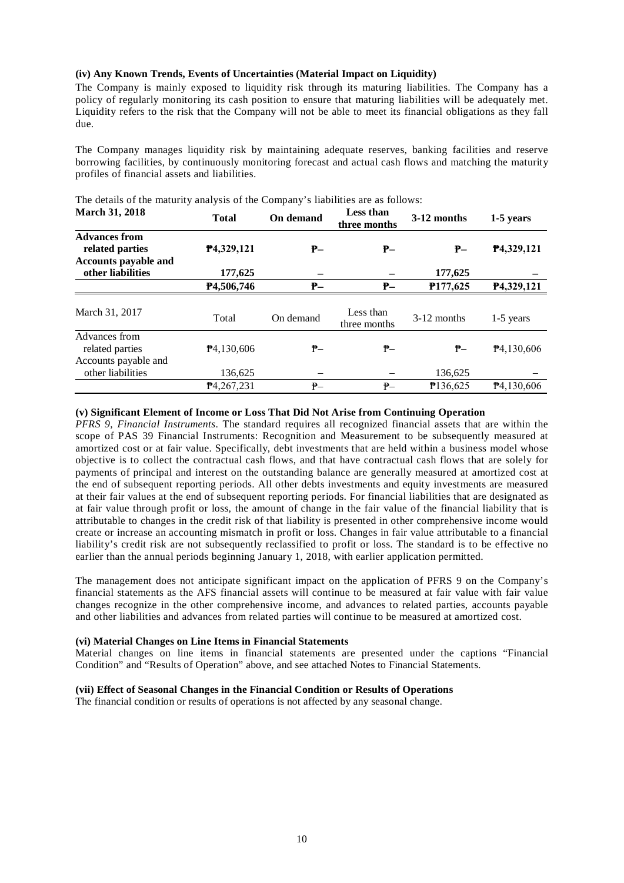**(iv) Any Known Trends, Events of Uncertainties (Material Impact on Liquidity)**

The Company is mainly exposed to liquidity risk through its maturing liabilities. The Company has a policy of regularly monitoring its cash position to ensure that maturing liabilities will be adequately met. Liquidity refers to the risk that the Company will not be able to meet its financial obligations as they fall due.

The Company manages liquidity risk by maintaining adequate reserves, banking facilities and reserve borrowing facilities, by continuously monitoring forecast and actual cash flows and matching the maturity profiles of financial assets and liabilities.

The details of the maturity analysis of the Company's liabilities are as follows:

| **March 31, 2018** | **Total** | **On demand** | **Less than three months** | **3-12 months** | **1-5 years** |
|---|---|---|---|---|---|
| **Advances from related parties** | **₱4,329,121** | **₱–** | **₱–** | **₱–** | **₱4,329,121** |
| **Accounts payable and other liabilities** | **177,625** | **–** | **–** | **177,625** | **–** |
| | **₱4,506,746** | **₱–** | **₱–** | **₱177,625** | **₱4,329,121** |

| March 31, 2017 | Total | On demand | Less than three months | 3-12 months | 1-5 years |
|---|---|---|---|---|---|
| Advances from related parties | ₱4,130,606 | ₱– | ₱– | ₱– | ₱4,130,606 |
| Accounts payable and other liabilities | 136,625 | – | – | 136,625 | – |
| | ₱4,267,231 | ₱– | ₱– | ₱136,625 | ₱4,130,606 |

**(v) Significant Element of Income or Loss That Did Not Arise from Continuing Operation**

*PFRS 9, Financial Instruments*. The standard requires all recognized financial assets that are within the scope of PAS 39 Financial Instruments: Recognition and Measurement to be subsequently measured at amortized cost or at fair value. Specifically, debt investments that are held within a business model whose objective is to collect the contractual cash flows, and that have contractual cash flows that are solely for payments of principal and interest on the outstanding balance are generally measured at amortized cost at the end of subsequent reporting periods. All other debts investments and equity investments are measured at their fair values at the end of subsequent reporting periods. For financial liabilities that are designated as at fair value through profit or loss, the amount of change in the fair value of the financial liability that is attributable to changes in the credit risk of that liability is presented in other comprehensive income would create or increase an accounting mismatch in profit or loss. Changes in fair value attributable to a financial liability's credit risk are not subsequently reclassified to profit or loss. The standard is to be effective no earlier than the annual periods beginning January 1, 2018, with earlier application permitted.

The management does not anticipate significant impact on the application of PFRS 9 on the Company's financial statements as the AFS financial assets will continue to be measured at fair value with fair value changes recognize in the other comprehensive income, and advances to related parties, accounts payable and other liabilities and advances from related parties will continue to be measured at amortized cost.

**(vi) Material Changes on Line Items in Financial Statements**

Material changes on line items in financial statements are presented under the captions "Financial Condition" and "Results of Operation" above, and see attached Notes to Financial Statements.

**(vii) Effect of Seasonal Changes in the Financial Condition or Results of Operations**

The financial condition or results of operations is not affected by any seasonal change.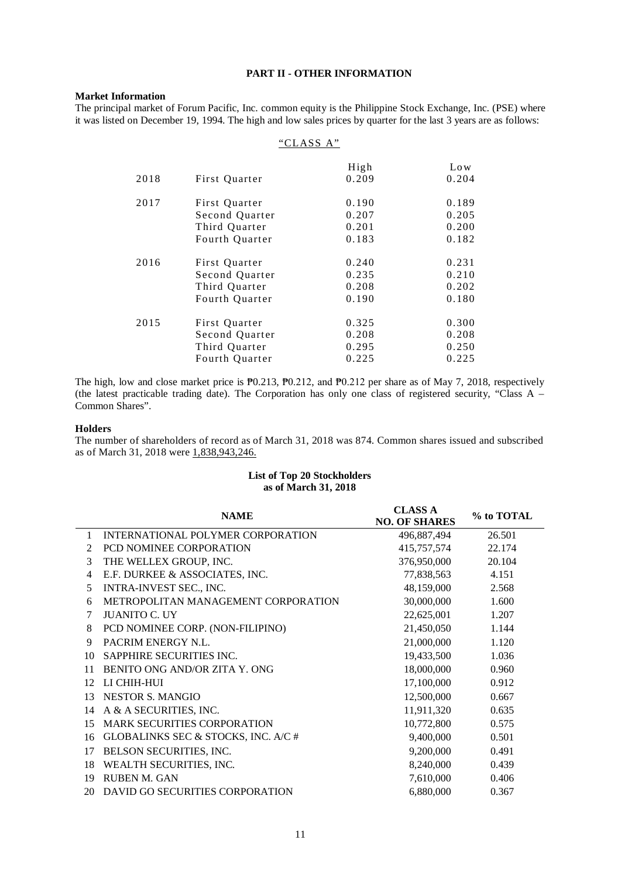## PART II - OTHER INFORMATION

**Market Information**

The principal market of Forum Pacific, Inc. common equity is the Philippine Stock Exchange, Inc. (PSE) where it was listed on December 19, 1994. The high and low sales prices by quarter for the last 3 years are as follows:

"CLASS A"

| | | High | Low |
|---|---|---|---|
| 2018 | First Quarter | 0.209 | 0.204 |
| 2017 | First Quarter | 0.190 | 0.189 |
| | Second Quarter | 0.207 | 0.205 |
| | Third Quarter | 0.201 | 0.200 |
| | Fourth Quarter | 0.183 | 0.182 |
| 2016 | First Quarter | 0.240 | 0.231 |
| | Second Quarter | 0.235 | 0.210 |
| | Third Quarter | 0.208 | 0.202 |
| | Fourth Quarter | 0.190 | 0.180 |
| 2015 | First Quarter | 0.325 | 0.300 |
| | Second Quarter | 0.208 | 0.208 |
| | Third Quarter | 0.295 | 0.250 |
| | Fourth Quarter | 0.225 | 0.225 |

The high, low and close market price is ₱0.213, ₱0.212, and ₱0.212 per share as of May 7, 2018, respectively (the latest practicable trading date). The Corporation has only one class of registered security, "Class A – Common Shares".

**Holders**

The number of shareholders of record as of March 31, 2018 was 874. Common shares issued and subscribed as of March 31, 2018 were 1,838,943,246.

**List of Top 20 Stockholders as of March 31, 2018**

| | NAME | CLASS A NO. OF SHARES | % to TOTAL |
|---|---|---|---|
| 1 | INTERNATIONAL POLYMER CORPORATION | 496,887,494 | 26.501 |
| 2 | PCD NOMINEE CORPORATION | 415,757,574 | 22.174 |
| 3 | THE WELLEX GROUP, INC. | 376,950,000 | 20.104 |
| 4 | E.F. DURKEE & ASSOCIATES, INC. | 77,838,563 | 4.151 |
| 5 | INTRA-INVEST SEC., INC. | 48,159,000 | 2.568 |
| 6 | METROPOLITAN MANAGEMENT CORPORATION | 30,000,000 | 1.600 |
| 7 | JUANITO C. UY | 22,625,001 | 1.207 |
| 8 | PCD NOMINEE CORP. (NON-FILIPINO) | 21,450,050 | 1.144 |
| 9 | PACRIM ENERGY N.L. | 21,000,000 | 1.120 |
| 10 | SAPPHIRE SECURITIES INC. | 19,433,500 | 1.036 |
| 11 | BENITO ONG AND/OR ZITA Y. ONG | 18,000,000 | 0.960 |
| 12 | LI CHIH-HUI | 17,100,000 | 0.912 |
| 13 | NESTOR S. MANGIO | 12,500,000 | 0.667 |
| 14 | A & A SECURITIES, INC. | 11,911,320 | 0.635 |
| 15 | MARK SECURITIES CORPORATION | 10,772,800 | 0.575 |
| 16 | GLOBALINKS SEC & STOCKS, INC. A/C # | 9,400,000 | 0.501 |
| 17 | BELSON SECURITIES, INC. | 9,200,000 | 0.491 |
| 18 | WEALTH SECURITIES, INC. | 8,240,000 | 0.439 |
| 19 | RUBEN M. GAN | 7,610,000 | 0.406 |
| 20 | DAVID GO SECURITIES CORPORATION | 6,880,000 | 0.367 |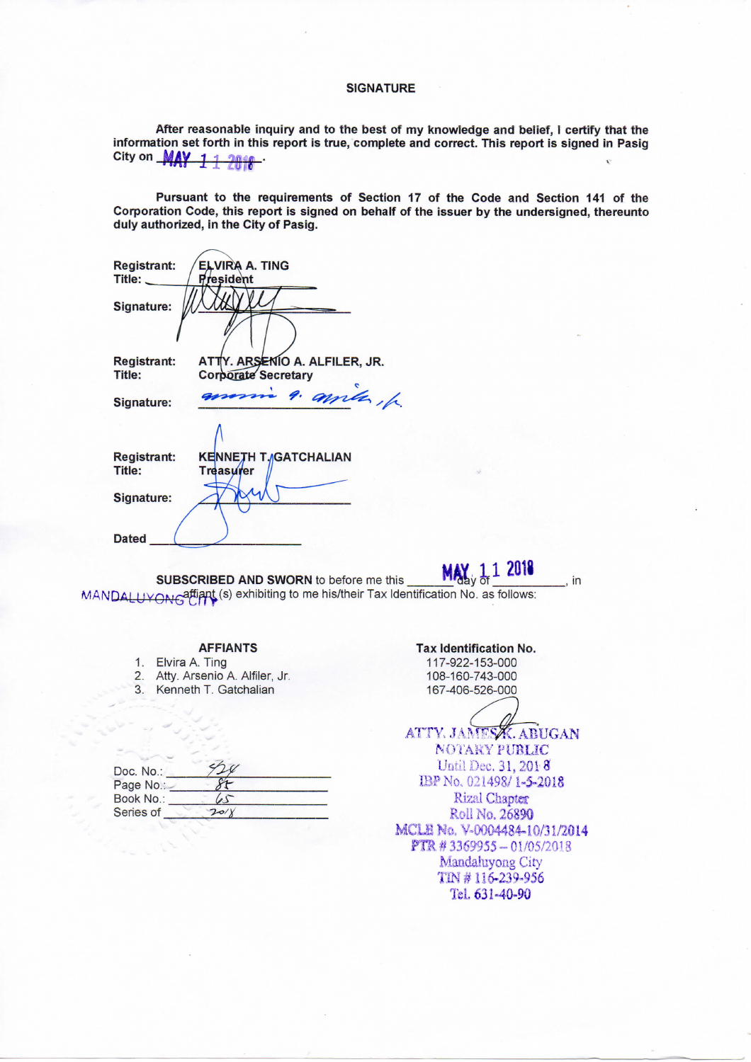## SIGNATURE

**After reasonable inquiry and to the best of my knowledge and belief, I certify that the information set forth in this report is true, complete and correct. This report is signed in Pasig City on MAY 11 2018.**

**Pursuant to the requirements of Section 17 of the Code and Section 141 of the Corporation Code, this report is signed on behalf of the issuer by the undersigned, thereunto duly authorized, in the City of Pasig.**

**Registrant:** **ELVIRA A. TING**
**Title:** **President**

**Signature:**

**Registrant:** **ATTY. ARSENIO A. ALFILER, JR.**
**Title:** **Corporate Secretary**

**Signature:**

**Registrant:** **KENNETH T. GATCHALIAN**
**Title:** **Treasurer**

**Signature:**

**Dated** ______________________

**SUBSCRIBED AND SWORN** to before me this MAY 11 2018 day of ____________, in MANDALUYONG CITY affiant (s) exhibiting to me his/their Tax Identification No. as follows:

| AFFIANTS | Tax Identification No. |
|---|---|
| 1. Elvira A. Ting | 117-922-153-000 |
| 2. Atty. Arsenio A. Alfiler, Jr. | 108-160-743-000 |
| 3. Kenneth T. Gatchalian | 167-406-526-000 |

ATTY. JAMES K. ABUGAN
NOTARY PUBLIC
Until Dec. 31, 2018
IBP No. 021498/ 1-5-2018
Rizal Chapter
Roll No. 26890
MCLE No. V-0004484-10/31/2014
PTR # 3369955 – 01/05/2018
Mandaluyong City
TIN # 116-239-956
Tel. 631-40-90

Doc. No.: 524
Page No.: 85
Book No.: 65
Series of 2018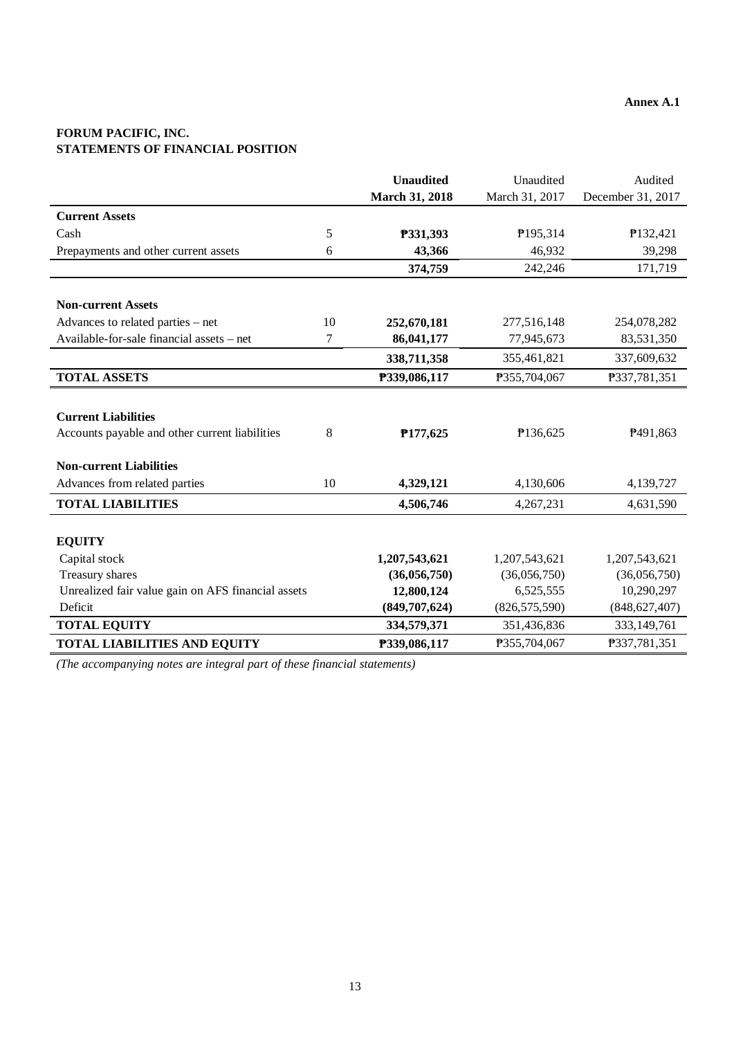**Annex A.1**

**FORUM PACIFIC, INC.**
**STATEMENTS OF FINANCIAL POSITION**

| | | **Unaudited March 31, 2018** | Unaudited March 31, 2017 | Audited December 31, 2017 |
|---|---|---|---|---|
| **Current Assets** | | | | |
| Cash | 5 | **₱331,393** | ₱195,314 | ₱132,421 |
| Prepayments and other current assets | 6 | **43,366** | 46,932 | 39,298 |
| | | **374,759** | 242,246 | 171,719 |
| **Non-current Assets** | | | | |
| Advances to related parties – net | 10 | **252,670,181** | 277,516,148 | 254,078,282 |
| Available-for-sale financial assets – net | 7 | **86,041,177** | 77,945,673 | 83,531,350 |
| | | **338,711,358** | 355,461,821 | 337,609,632 |
| **TOTAL ASSETS** | | **₱339,086,117** | ₱355,704,067 | ₱337,781,351 |
| **Current Liabilities** | | | | |
| Accounts payable and other current liabilities | 8 | **₱177,625** | ₱136,625 | ₱491,863 |
| **Non-current Liabilities** | | | | |
| Advances from related parties | 10 | **4,329,121** | 4,130,606 | 4,139,727 |
| **TOTAL LIABILITIES** | | **4,506,746** | 4,267,231 | 4,631,590 |
| **EQUITY** | | | | |
| Capital stock | | **1,207,543,621** | 1,207,543,621 | 1,207,543,621 |
| Treasury shares | | **(36,056,750)** | (36,056,750) | (36,056,750) |
| Unrealized fair value gain on AFS financial assets | | **12,800,124** | 6,525,555 | 10,290,297 |
| Deficit | | **(849,707,624)** | (826,575,590) | (848,627,407) |
| **TOTAL EQUITY** | | **334,579,371** | 351,436,836 | 333,149,761 |
| **TOTAL LIABILITIES AND EQUITY** | | **₱339,086,117** | ₱355,704,067 | ₱337,781,351 |

*(The accompanying notes are integral part of these financial statements)*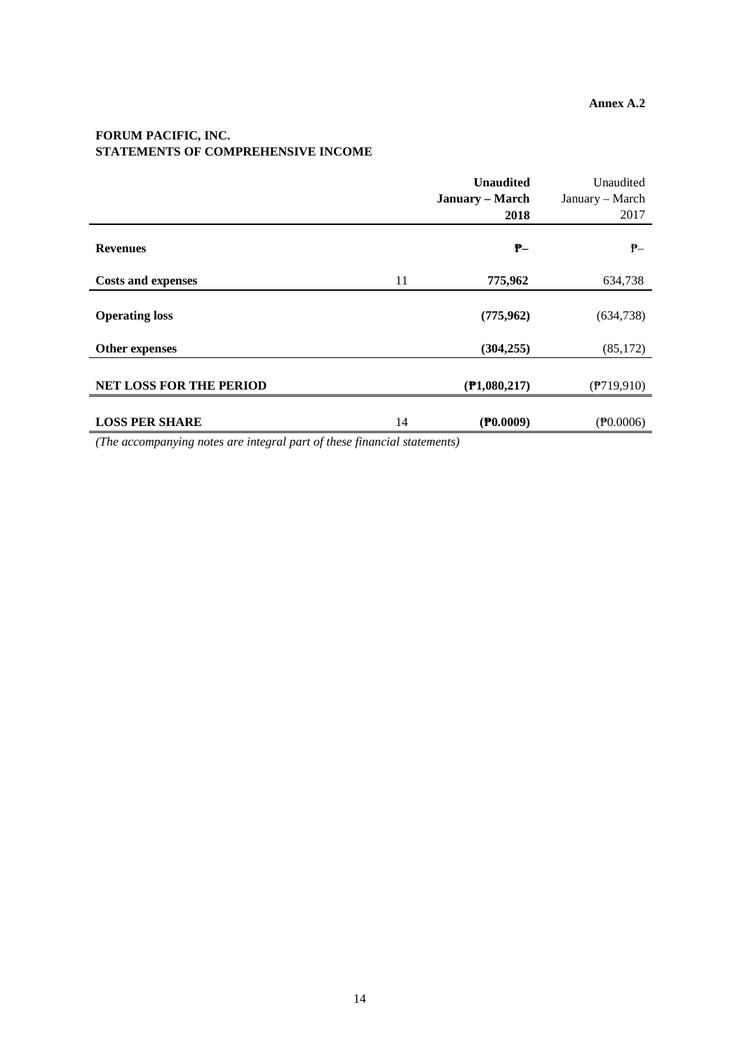**Annex A.2**

**FORUM PACIFIC, INC.**
**STATEMENTS OF COMPREHENSIVE INCOME**

| | | **Unaudited January – March 2018** | Unaudited January – March 2017 |
|---|---|---|---|
| **Revenues** | | **₱–** | ₱– |
| **Costs and expenses** | 11 | **775,962** | 634,738 |
| **Operating loss** | | **(775,962)** | (634,738) |
| **Other expenses** | | **(304,255)** | (85,172) |
| **NET LOSS FOR THE PERIOD** | | **(₱1,080,217)** | (₱719,910) |
| **LOSS PER SHARE** | 14 | **(₱0.0009)** | (₱0.0006) |

*(The accompanying notes are integral part of these financial statements)*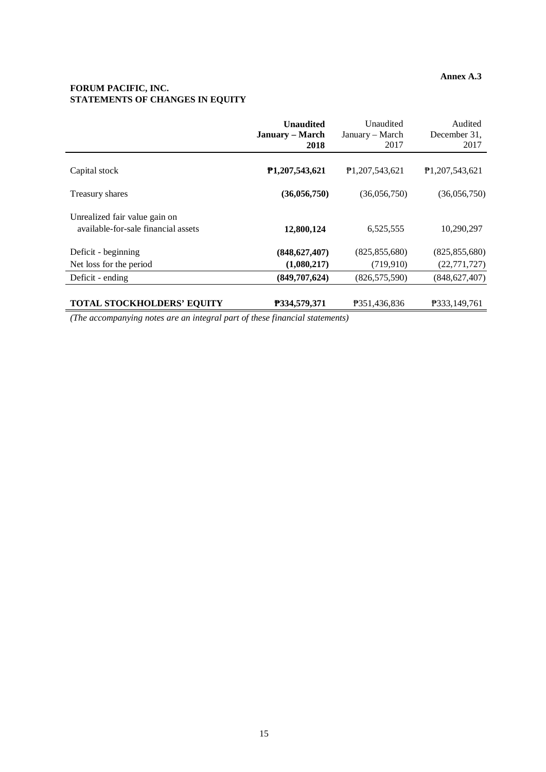**Annex A.3**

**FORUM PACIFIC, INC.**
**STATEMENTS OF CHANGES IN EQUITY**

| | **Unaudited January – March 2018** | Unaudited January – March 2017 | Audited December 31, 2017 |
|---|---|---|---|
| Capital stock | **₱1,207,543,621** | ₱1,207,543,621 | ₱1,207,543,621 |
| Treasury shares | **(36,056,750)** | (36,056,750) | (36,056,750) |
| Unrealized fair value gain on available-for-sale financial assets | **12,800,124** | 6,525,555 | 10,290,297 |
| Deficit - beginning | **(848,627,407)** | (825,855,680) | (825,855,680) |
| Net loss for the period | **(1,080,217)** | (719,910) | (22,771,727) |
| Deficit - ending | **(849,707,624)** | (826,575,590) | (848,627,407) |
| **TOTAL STOCKHOLDERS' EQUITY** | **₱334,579,371** | ₱351,436,836 | ₱333,149,761 |

*(The accompanying notes are an integral part of these financial statements)*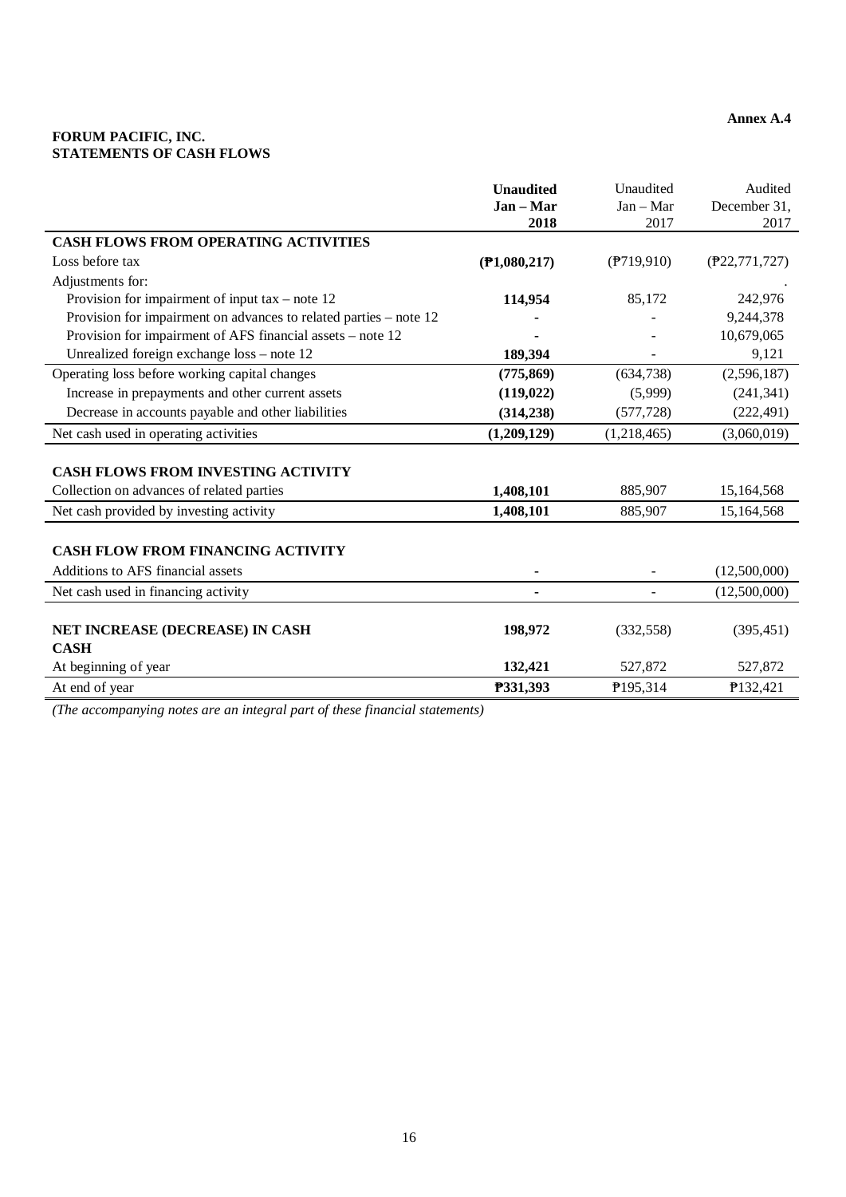**Annex A.4**

**FORUM PACIFIC, INC.**
**STATEMENTS OF CASH FLOWS**

| | **Unaudited Jan – Mar 2018** | Unaudited Jan – Mar 2017 | Audited December 31, 2017 |
|---|---|---|---|
| **CASH FLOWS FROM OPERATING ACTIVITIES** | | | |
| Loss before tax | **(₱1,080,217)** | (₱719,910) | (₱22,771,727) |
| Adjustments for: | | | |
| Provision for impairment of input tax – note 12 | **114,954** | 85,172 | 242,976 |
| Provision for impairment on advances to related parties – note 12 | **-** | - | 9,244,378 |
| Provision for impairment of AFS financial assets – note 12 | **-** | - | 10,679,065 |
| Unrealized foreign exchange loss – note 12 | **189,394** | - | 9,121 |
| Operating loss before working capital changes | **(775,869)** | (634,738) | (2,596,187) |
| Increase in prepayments and other current assets | **(119,022)** | (5,999) | (241,341) |
| Decrease in accounts payable and other liabilities | **(314,238)** | (577,728) | (222,491) |
| Net cash used in operating activities | **(1,209,129)** | (1,218,465) | (3,060,019) |
| **CASH FLOWS FROM INVESTING ACTIVITY** | | | |
| Collection on advances of related parties | **1,408,101** | 885,907 | 15,164,568 |
| Net cash provided by investing activity | **1,408,101** | 885,907 | 15,164,568 |
| **CASH FLOW FROM FINANCING ACTIVITY** | | | |
| Additions to AFS financial assets | **-** | - | (12,500,000) |
| Net cash used in financing activity | **-** | - | (12,500,000) |
| **NET INCREASE (DECREASE) IN CASH** | **198,972** | (332,558) | (395,451) |
| **CASH** | | | |
| At beginning of year | **132,421** | 527,872 | 527,872 |
| At end of year | **₱331,393** | ₱195,314 | ₱132,421 |

*(The accompanying notes are an integral part of these financial statements)*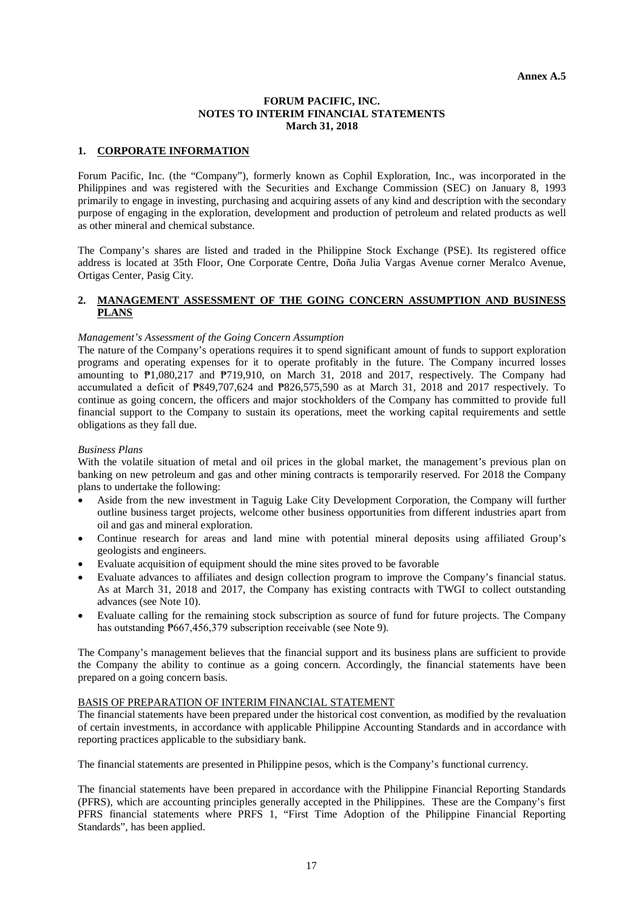**Annex A.5**

# FORUM PACIFIC, INC.
## NOTES TO INTERIM FINANCIAL STATEMENTS
### March 31, 2018

## 1. CORPORATE INFORMATION

Forum Pacific, Inc. (the "Company"), formerly known as Cophil Exploration, Inc., was incorporated in the Philippines and was registered with the Securities and Exchange Commission (SEC) on January 8, 1993 primarily to engage in investing, purchasing and acquiring assets of any kind and description with the secondary purpose of engaging in the exploration, development and production of petroleum and related products as well as other mineral and chemical substance.

The Company's shares are listed and traded in the Philippine Stock Exchange (PSE). Its registered office address is located at 35th Floor, One Corporate Centre, Doña Julia Vargas Avenue corner Meralco Avenue, Ortigas Center, Pasig City.

## 2. MANAGEMENT ASSESSMENT OF THE GOING CONCERN ASSUMPTION AND BUSINESS PLANS

*Management's Assessment of the Going Concern Assumption*

The nature of the Company's operations requires it to spend significant amount of funds to support exploration programs and operating expenses for it to operate profitably in the future. The Company incurred losses amounting to ₱1,080,217 and ₱719,910, on March 31, 2018 and 2017, respectively. The Company had accumulated a deficit of ₱849,707,624 and ₱826,575,590 as at March 31, 2018 and 2017 respectively. To continue as going concern, the officers and major stockholders of the Company has committed to provide full financial support to the Company to sustain its operations, meet the working capital requirements and settle obligations as they fall due.

*Business Plans*

With the volatile situation of metal and oil prices in the global market, the management's previous plan on banking on new petroleum and gas and other mining contracts is temporarily reserved. For 2018 the Company plans to undertake the following:

- Aside from the new investment in Taguig Lake City Development Corporation, the Company will further outline business target projects, welcome other business opportunities from different industries apart from oil and gas and mineral exploration.
- Continue research for areas and land mine with potential mineral deposits using affiliated Group's geologists and engineers.
- Evaluate acquisition of equipment should the mine sites proved to be favorable
- Evaluate advances to affiliates and design collection program to improve the Company's financial status. As at March 31, 2018 and 2017, the Company has existing contracts with TWGI to collect outstanding advances (see Note 10).
- Evaluate calling for the remaining stock subscription as source of fund for future projects. The Company has outstanding ₱667,456,379 subscription receivable (see Note 9).

The Company's management believes that the financial support and its business plans are sufficient to provide the Company the ability to continue as a going concern. Accordingly, the financial statements have been prepared on a going concern basis.

BASIS OF PREPARATION OF INTERIM FINANCIAL STATEMENT

The financial statements have been prepared under the historical cost convention, as modified by the revaluation of certain investments, in accordance with applicable Philippine Accounting Standards and in accordance with reporting practices applicable to the subsidiary bank.

The financial statements are presented in Philippine pesos, which is the Company's functional currency.

The financial statements have been prepared in accordance with the Philippine Financial Reporting Standards (PFRS), which are accounting principles generally accepted in the Philippines. These are the Company's first PFRS financial statements where PRFS 1, "First Time Adoption of the Philippine Financial Reporting Standards", has been applied.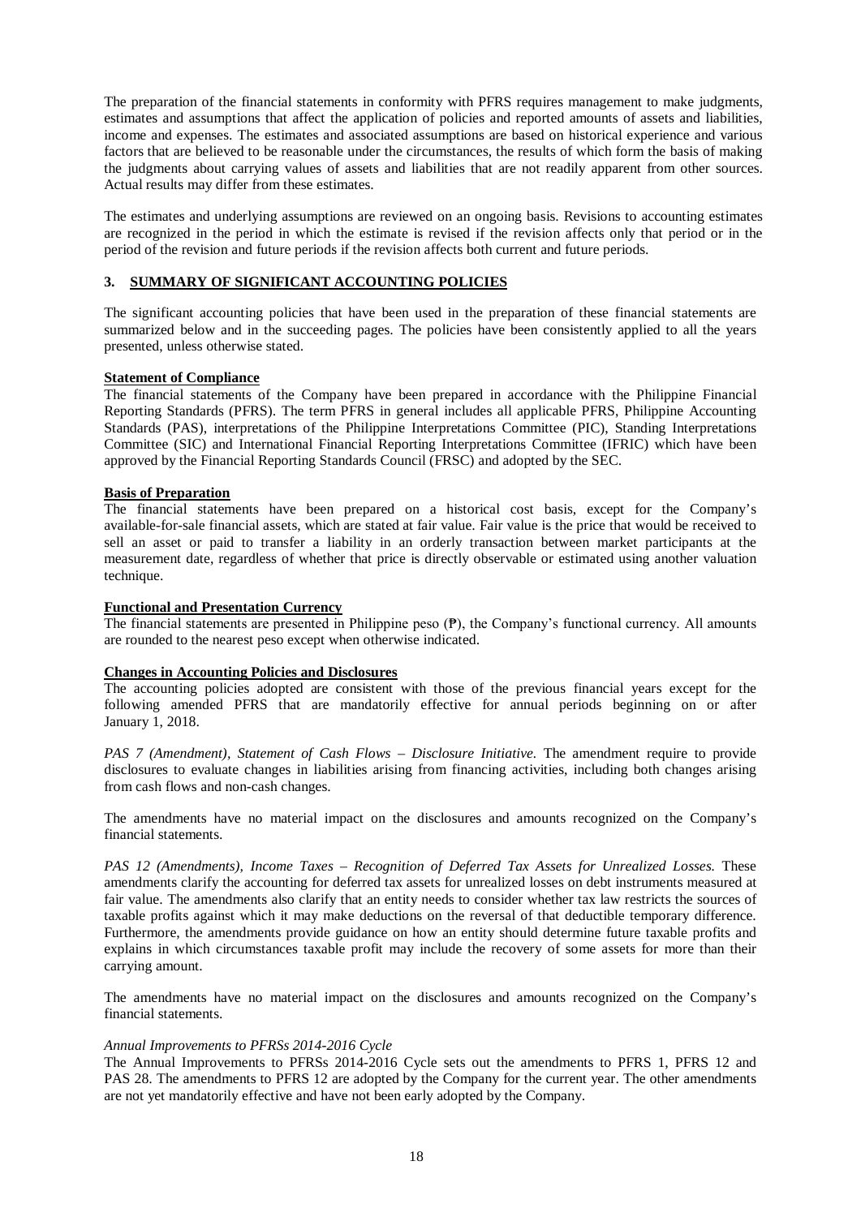The preparation of the financial statements in conformity with PFRS requires management to make judgments, estimates and assumptions that affect the application of policies and reported amounts of assets and liabilities, income and expenses. The estimates and associated assumptions are based on historical experience and various factors that are believed to be reasonable under the circumstances, the results of which form the basis of making the judgments about carrying values of assets and liabilities that are not readily apparent from other sources. Actual results may differ from these estimates.

The estimates and underlying assumptions are reviewed on an ongoing basis. Revisions to accounting estimates are recognized in the period in which the estimate is revised if the revision affects only that period or in the period of the revision and future periods if the revision affects both current and future periods.

## 3. SUMMARY OF SIGNIFICANT ACCOUNTING POLICIES

The significant accounting policies that have been used in the preparation of these financial statements are summarized below and in the succeeding pages. The policies have been consistently applied to all the years presented, unless otherwise stated.

**Statement of Compliance**

The financial statements of the Company have been prepared in accordance with the Philippine Financial Reporting Standards (PFRS). The term PFRS in general includes all applicable PFRS, Philippine Accounting Standards (PAS), interpretations of the Philippine Interpretations Committee (PIC), Standing Interpretations Committee (SIC) and International Financial Reporting Interpretations Committee (IFRIC) which have been approved by the Financial Reporting Standards Council (FRSC) and adopted by the SEC.

**Basis of Preparation**

The financial statements have been prepared on a historical cost basis, except for the Company's available-for-sale financial assets, which are stated at fair value. Fair value is the price that would be received to sell an asset or paid to transfer a liability in an orderly transaction between market participants at the measurement date, regardless of whether that price is directly observable or estimated using another valuation technique.

**Functional and Presentation Currency**

The financial statements are presented in Philippine peso (₱), the Company's functional currency. All amounts are rounded to the nearest peso except when otherwise indicated.

**Changes in Accounting Policies and Disclosures**

The accounting policies adopted are consistent with those of the previous financial years except for the following amended PFRS that are mandatorily effective for annual periods beginning on or after January 1, 2018.

*PAS 7 (Amendment), Statement of Cash Flows – Disclosure Initiative.* The amendment require to provide disclosures to evaluate changes in liabilities arising from financing activities, including both changes arising from cash flows and non-cash changes.

The amendments have no material impact on the disclosures and amounts recognized on the Company's financial statements.

*PAS 12 (Amendments), Income Taxes – Recognition of Deferred Tax Assets for Unrealized Losses.* These amendments clarify the accounting for deferred tax assets for unrealized losses on debt instruments measured at fair value. The amendments also clarify that an entity needs to consider whether tax law restricts the sources of taxable profits against which it may make deductions on the reversal of that deductible temporary difference. Furthermore, the amendments provide guidance on how an entity should determine future taxable profits and explains in which circumstances taxable profit may include the recovery of some assets for more than their carrying amount.

The amendments have no material impact on the disclosures and amounts recognized on the Company's financial statements.

*Annual Improvements to PFRSs 2014-2016 Cycle*

The Annual Improvements to PFRSs 2014-2016 Cycle sets out the amendments to PFRS 1, PFRS 12 and PAS 28. The amendments to PFRS 12 are adopted by the Company for the current year. The other amendments are not yet mandatorily effective and have not been early adopted by the Company.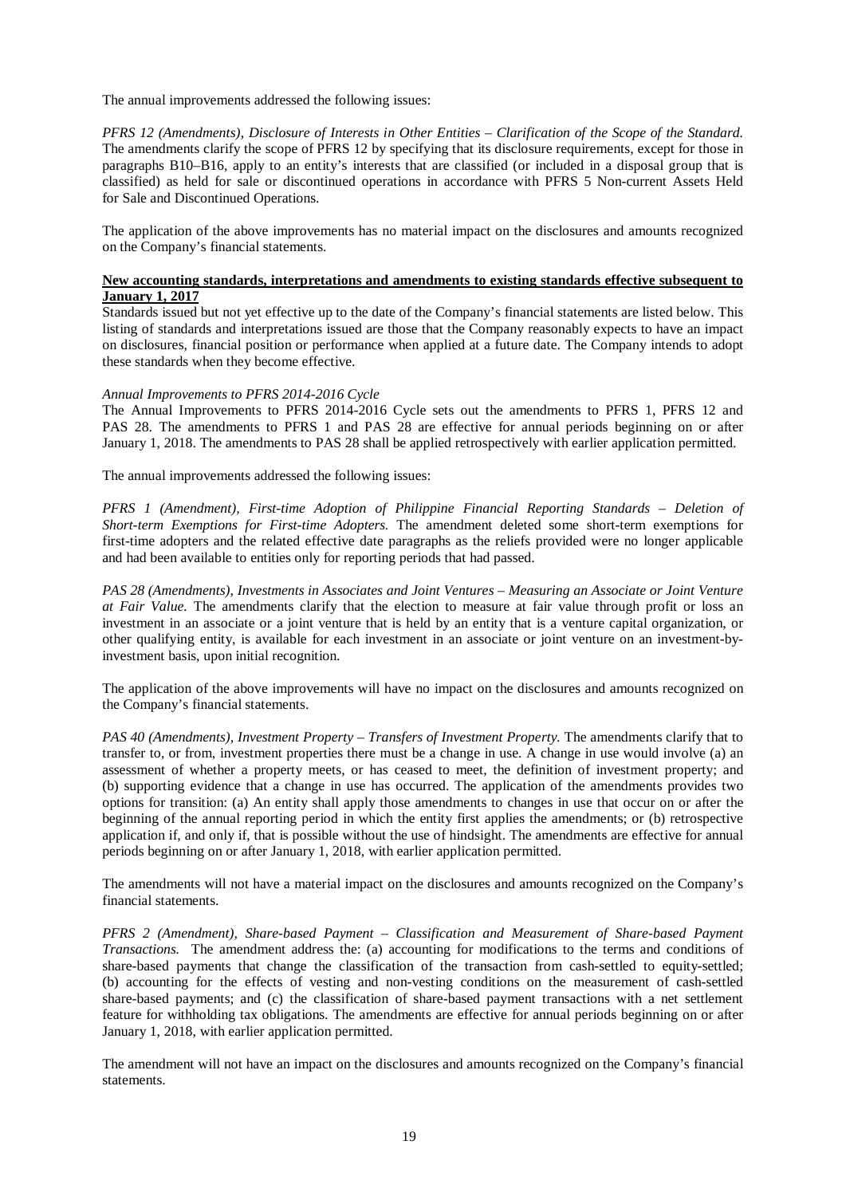The annual improvements addressed the following issues:

*PFRS 12 (Amendments), Disclosure of Interests in Other Entities – Clarification of the Scope of the Standard.* The amendments clarify the scope of PFRS 12 by specifying that its disclosure requirements, except for those in paragraphs B10–B16, apply to an entity's interests that are classified (or included in a disposal group that is classified) as held for sale or discontinued operations in accordance with PFRS 5 Non-current Assets Held for Sale and Discontinued Operations.

The application of the above improvements has no material impact on the disclosures and amounts recognized on the Company's financial statements.

**New accounting standards, interpretations and amendments to existing standards effective subsequent to January 1, 2017**

Standards issued but not yet effective up to the date of the Company's financial statements are listed below. This listing of standards and interpretations issued are those that the Company reasonably expects to have an impact on disclosures, financial position or performance when applied at a future date. The Company intends to adopt these standards when they become effective.

*Annual Improvements to PFRS 2014-2016 Cycle*

The Annual Improvements to PFRS 2014-2016 Cycle sets out the amendments to PFRS 1, PFRS 12 and PAS 28. The amendments to PFRS 1 and PAS 28 are effective for annual periods beginning on or after January 1, 2018. The amendments to PAS 28 shall be applied retrospectively with earlier application permitted.

The annual improvements addressed the following issues:

*PFRS 1 (Amendment), First-time Adoption of Philippine Financial Reporting Standards – Deletion of Short-term Exemptions for First-time Adopters.* The amendment deleted some short-term exemptions for first-time adopters and the related effective date paragraphs as the reliefs provided were no longer applicable and had been available to entities only for reporting periods that had passed.

*PAS 28 (Amendments), Investments in Associates and Joint Ventures – Measuring an Associate or Joint Venture at Fair Value.* The amendments clarify that the election to measure at fair value through profit or loss an investment in an associate or a joint venture that is held by an entity that is a venture capital organization, or other qualifying entity, is available for each investment in an associate or joint venture on an investment-by-investment basis, upon initial recognition.

The application of the above improvements will have no impact on the disclosures and amounts recognized on the Company's financial statements.

*PAS 40 (Amendments), Investment Property – Transfers of Investment Property.* The amendments clarify that to transfer to, or from, investment properties there must be a change in use. A change in use would involve (a) an assessment of whether a property meets, or has ceased to meet, the definition of investment property; and (b) supporting evidence that a change in use has occurred. The application of the amendments provides two options for transition: (a) An entity shall apply those amendments to changes in use that occur on or after the beginning of the annual reporting period in which the entity first applies the amendments; or (b) retrospective application if, and only if, that is possible without the use of hindsight. The amendments are effective for annual periods beginning on or after January 1, 2018, with earlier application permitted.

The amendments will not have a material impact on the disclosures and amounts recognized on the Company's financial statements.

*PFRS 2 (Amendment), Share-based Payment – Classification and Measurement of Share-based Payment Transactions.* The amendment address the: (a) accounting for modifications to the terms and conditions of share-based payments that change the classification of the transaction from cash-settled to equity-settled; (b) accounting for the effects of vesting and non-vesting conditions on the measurement of cash-settled share-based payments; and (c) the classification of share-based payment transactions with a net settlement feature for withholding tax obligations. The amendments are effective for annual periods beginning on or after January 1, 2018, with earlier application permitted.

The amendment will not have an impact on the disclosures and amounts recognized on the Company's financial statements.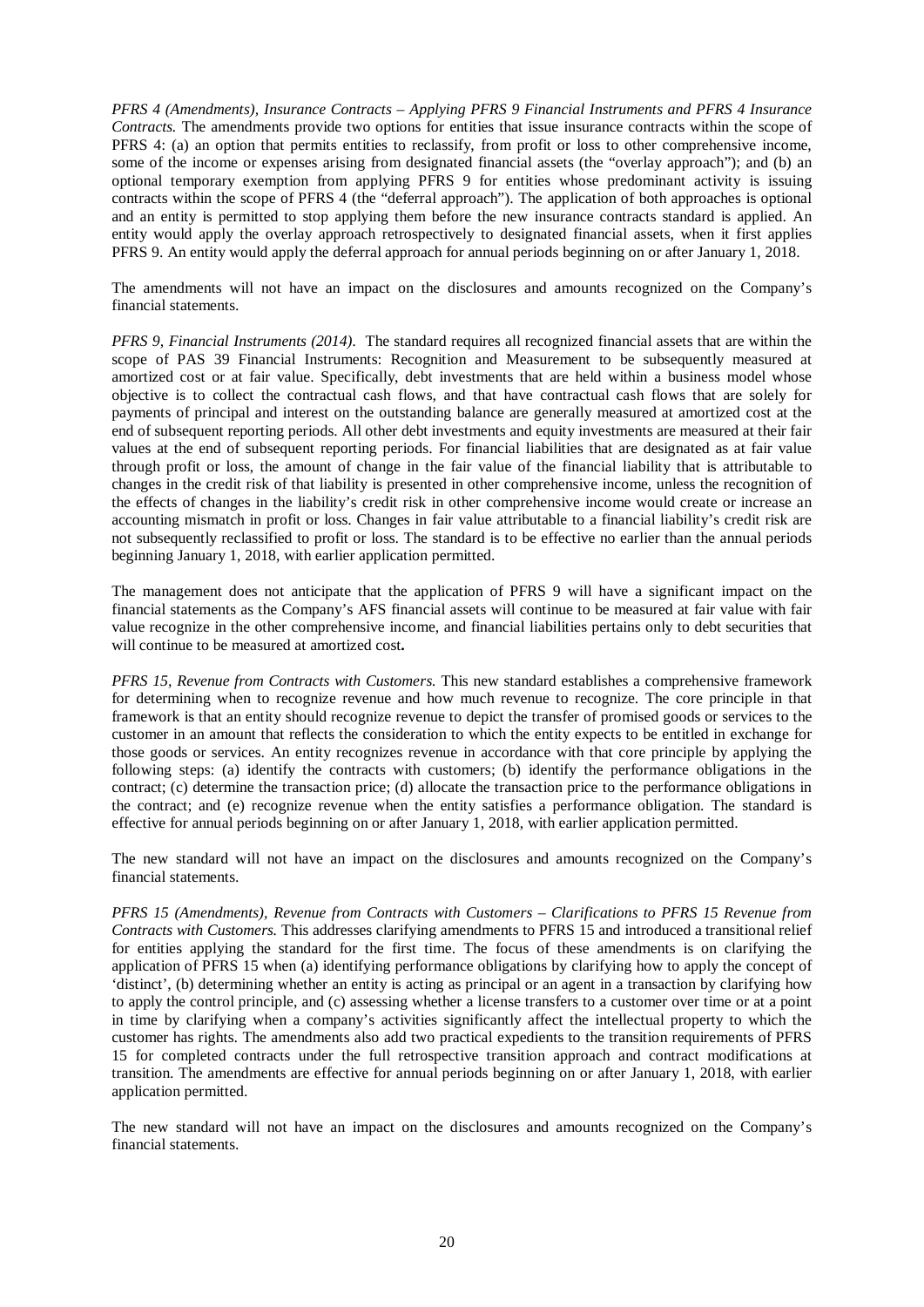*PFRS 4 (Amendments), Insurance Contracts – Applying PFRS 9 Financial Instruments and PFRS 4 Insurance Contracts.* The amendments provide two options for entities that issue insurance contracts within the scope of PFRS 4: (a) an option that permits entities to reclassify, from profit or loss to other comprehensive income, some of the income or expenses arising from designated financial assets (the "overlay approach"); and (b) an optional temporary exemption from applying PFRS 9 for entities whose predominant activity is issuing contracts within the scope of PFRS 4 (the "deferral approach"). The application of both approaches is optional and an entity is permitted to stop applying them before the new insurance contracts standard is applied. An entity would apply the overlay approach retrospectively to designated financial assets, when it first applies PFRS 9. An entity would apply the deferral approach for annual periods beginning on or after January 1, 2018.

The amendments will not have an impact on the disclosures and amounts recognized on the Company's financial statements.

*PFRS 9, Financial Instruments (2014).* The standard requires all recognized financial assets that are within the scope of PAS 39 Financial Instruments: Recognition and Measurement to be subsequently measured at amortized cost or at fair value. Specifically, debt investments that are held within a business model whose objective is to collect the contractual cash flows, and that have contractual cash flows that are solely for payments of principal and interest on the outstanding balance are generally measured at amortized cost at the end of subsequent reporting periods. All other debt investments and equity investments are measured at their fair values at the end of subsequent reporting periods. For financial liabilities that are designated as at fair value through profit or loss, the amount of change in the fair value of the financial liability that is attributable to changes in the credit risk of that liability is presented in other comprehensive income, unless the recognition of the effects of changes in the liability's credit risk in other comprehensive income would create or increase an accounting mismatch in profit or loss. Changes in fair value attributable to a financial liability's credit risk are not subsequently reclassified to profit or loss. The standard is to be effective no earlier than the annual periods beginning January 1, 2018, with earlier application permitted.

The management does not anticipate that the application of PFRS 9 will have a significant impact on the financial statements as the Company's AFS financial assets will continue to be measured at fair value with fair value recognize in the other comprehensive income, and financial liabilities pertains only to debt securities that will continue to be measured at amortized cost**.**

*PFRS 15, Revenue from Contracts with Customers.* This new standard establishes a comprehensive framework for determining when to recognize revenue and how much revenue to recognize. The core principle in that framework is that an entity should recognize revenue to depict the transfer of promised goods or services to the customer in an amount that reflects the consideration to which the entity expects to be entitled in exchange for those goods or services. An entity recognizes revenue in accordance with that core principle by applying the following steps: (a) identify the contracts with customers; (b) identify the performance obligations in the contract; (c) determine the transaction price; (d) allocate the transaction price to the performance obligations in the contract; and (e) recognize revenue when the entity satisfies a performance obligation. The standard is effective for annual periods beginning on or after January 1, 2018, with earlier application permitted.

The new standard will not have an impact on the disclosures and amounts recognized on the Company's financial statements.

*PFRS 15 (Amendments), Revenue from Contracts with Customers – Clarifications to PFRS 15 Revenue from Contracts with Customers.* This addresses clarifying amendments to PFRS 15 and introduced a transitional relief for entities applying the standard for the first time. The focus of these amendments is on clarifying the application of PFRS 15 when (a) identifying performance obligations by clarifying how to apply the concept of 'distinct', (b) determining whether an entity is acting as principal or an agent in a transaction by clarifying how to apply the control principle, and (c) assessing whether a license transfers to a customer over time or at a point in time by clarifying when a company's activities significantly affect the intellectual property to which the customer has rights. The amendments also add two practical expedients to the transition requirements of PFRS 15 for completed contracts under the full retrospective transition approach and contract modifications at transition. The amendments are effective for annual periods beginning on or after January 1, 2018, with earlier application permitted.

The new standard will not have an impact on the disclosures and amounts recognized on the Company's financial statements.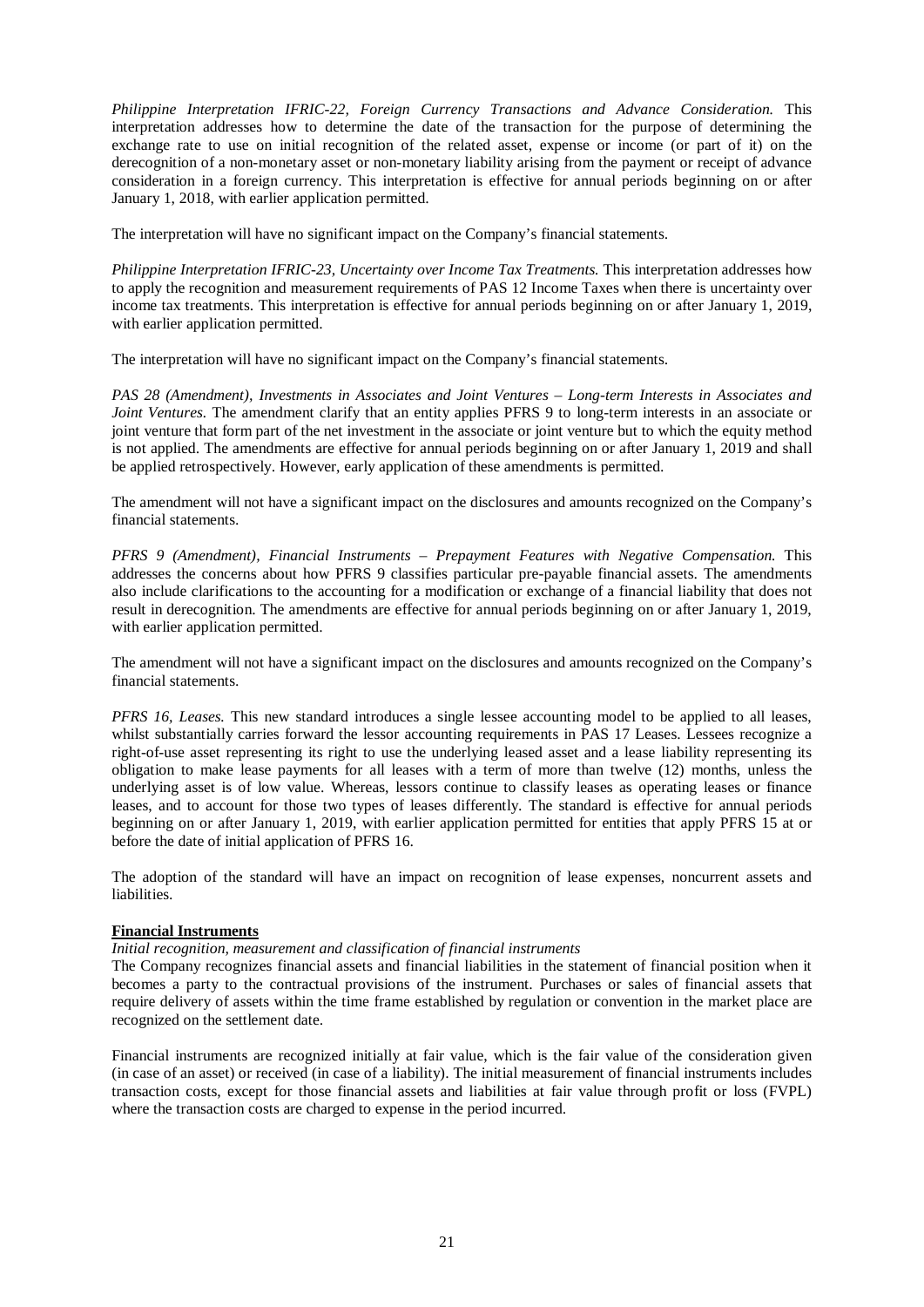*Philippine Interpretation IFRIC-22, Foreign Currency Transactions and Advance Consideration.* This interpretation addresses how to determine the date of the transaction for the purpose of determining the exchange rate to use on initial recognition of the related asset, expense or income (or part of it) on the derecognition of a non-monetary asset or non-monetary liability arising from the payment or receipt of advance consideration in a foreign currency. This interpretation is effective for annual periods beginning on or after January 1, 2018, with earlier application permitted.

The interpretation will have no significant impact on the Company's financial statements.

*Philippine Interpretation IFRIC-23, Uncertainty over Income Tax Treatments.* This interpretation addresses how to apply the recognition and measurement requirements of PAS 12 Income Taxes when there is uncertainty over income tax treatments. This interpretation is effective for annual periods beginning on or after January 1, 2019, with earlier application permitted.

The interpretation will have no significant impact on the Company's financial statements.

*PAS 28 (Amendment), Investments in Associates and Joint Ventures – Long-term Interests in Associates and Joint Ventures.* The amendment clarify that an entity applies PFRS 9 to long-term interests in an associate or joint venture that form part of the net investment in the associate or joint venture but to which the equity method is not applied. The amendments are effective for annual periods beginning on or after January 1, 2019 and shall be applied retrospectively. However, early application of these amendments is permitted.

The amendment will not have a significant impact on the disclosures and amounts recognized on the Company's financial statements.

*PFRS 9 (Amendment), Financial Instruments – Prepayment Features with Negative Compensation.* This addresses the concerns about how PFRS 9 classifies particular pre-payable financial assets. The amendments also include clarifications to the accounting for a modification or exchange of a financial liability that does not result in derecognition. The amendments are effective for annual periods beginning on or after January 1, 2019, with earlier application permitted.

The amendment will not have a significant impact on the disclosures and amounts recognized on the Company's financial statements.

*PFRS 16, Leases.* This new standard introduces a single lessee accounting model to be applied to all leases, whilst substantially carries forward the lessor accounting requirements in PAS 17 Leases. Lessees recognize a right-of-use asset representing its right to use the underlying leased asset and a lease liability representing its obligation to make lease payments for all leases with a term of more than twelve (12) months, unless the underlying asset is of low value. Whereas, lessors continue to classify leases as operating leases or finance leases, and to account for those two types of leases differently. The standard is effective for annual periods beginning on or after January 1, 2019, with earlier application permitted for entities that apply PFRS 15 at or before the date of initial application of PFRS 16.

The adoption of the standard will have an impact on recognition of lease expenses, noncurrent assets and liabilities.

**Financial Instruments**

*Initial recognition, measurement and classification of financial instruments*

The Company recognizes financial assets and financial liabilities in the statement of financial position when it becomes a party to the contractual provisions of the instrument. Purchases or sales of financial assets that require delivery of assets within the time frame established by regulation or convention in the market place are recognized on the settlement date.

Financial instruments are recognized initially at fair value, which is the fair value of the consideration given (in case of an asset) or received (in case of a liability). The initial measurement of financial instruments includes transaction costs, except for those financial assets and liabilities at fair value through profit or loss (FVPL) where the transaction costs are charged to expense in the period incurred.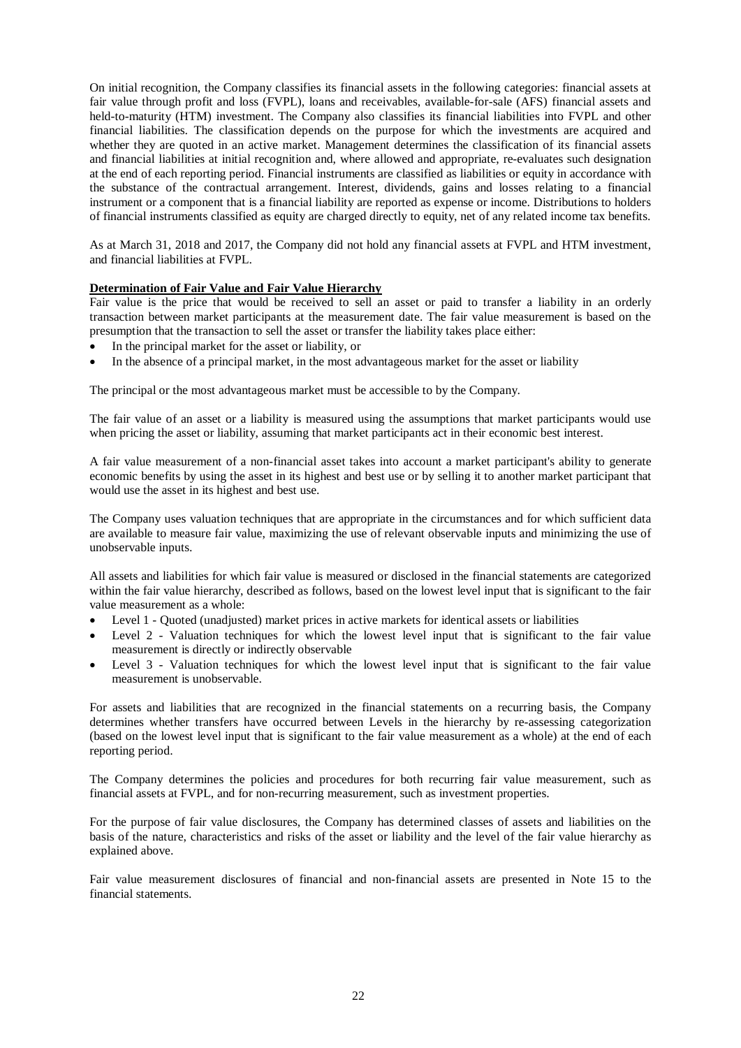On initial recognition, the Company classifies its financial assets in the following categories: financial assets at fair value through profit and loss (FVPL), loans and receivables, available-for-sale (AFS) financial assets and held-to-maturity (HTM) investment. The Company also classifies its financial liabilities into FVPL and other financial liabilities. The classification depends on the purpose for which the investments are acquired and whether they are quoted in an active market. Management determines the classification of its financial assets and financial liabilities at initial recognition and, where allowed and appropriate, re-evaluates such designation at the end of each reporting period. Financial instruments are classified as liabilities or equity in accordance with the substance of the contractual arrangement. Interest, dividends, gains and losses relating to a financial instrument or a component that is a financial liability are reported as expense or income. Distributions to holders of financial instruments classified as equity are charged directly to equity, net of any related income tax benefits.

As at March 31, 2018 and 2017, the Company did not hold any financial assets at FVPL and HTM investment, and financial liabilities at FVPL.

**Determination of Fair Value and Fair Value Hierarchy**

Fair value is the price that would be received to sell an asset or paid to transfer a liability in an orderly transaction between market participants at the measurement date. The fair value measurement is based on the presumption that the transaction to sell the asset or transfer the liability takes place either:

- In the principal market for the asset or liability, or
- In the absence of a principal market, in the most advantageous market for the asset or liability

The principal or the most advantageous market must be accessible to by the Company.

The fair value of an asset or a liability is measured using the assumptions that market participants would use when pricing the asset or liability, assuming that market participants act in their economic best interest.

A fair value measurement of a non-financial asset takes into account a market participant's ability to generate economic benefits by using the asset in its highest and best use or by selling it to another market participant that would use the asset in its highest and best use.

The Company uses valuation techniques that are appropriate in the circumstances and for which sufficient data are available to measure fair value, maximizing the use of relevant observable inputs and minimizing the use of unobservable inputs.

All assets and liabilities for which fair value is measured or disclosed in the financial statements are categorized within the fair value hierarchy, described as follows, based on the lowest level input that is significant to the fair value measurement as a whole:

- Level 1 - Quoted (unadjusted) market prices in active markets for identical assets or liabilities
- Level 2 - Valuation techniques for which the lowest level input that is significant to the fair value measurement is directly or indirectly observable
- Level 3 - Valuation techniques for which the lowest level input that is significant to the fair value measurement is unobservable.

For assets and liabilities that are recognized in the financial statements on a recurring basis, the Company determines whether transfers have occurred between Levels in the hierarchy by re-assessing categorization (based on the lowest level input that is significant to the fair value measurement as a whole) at the end of each reporting period.

The Company determines the policies and procedures for both recurring fair value measurement, such as financial assets at FVPL, and for non-recurring measurement, such as investment properties.

For the purpose of fair value disclosures, the Company has determined classes of assets and liabilities on the basis of the nature, characteristics and risks of the asset or liability and the level of the fair value hierarchy as explained above.

Fair value measurement disclosures of financial and non-financial assets are presented in Note 15 to the financial statements.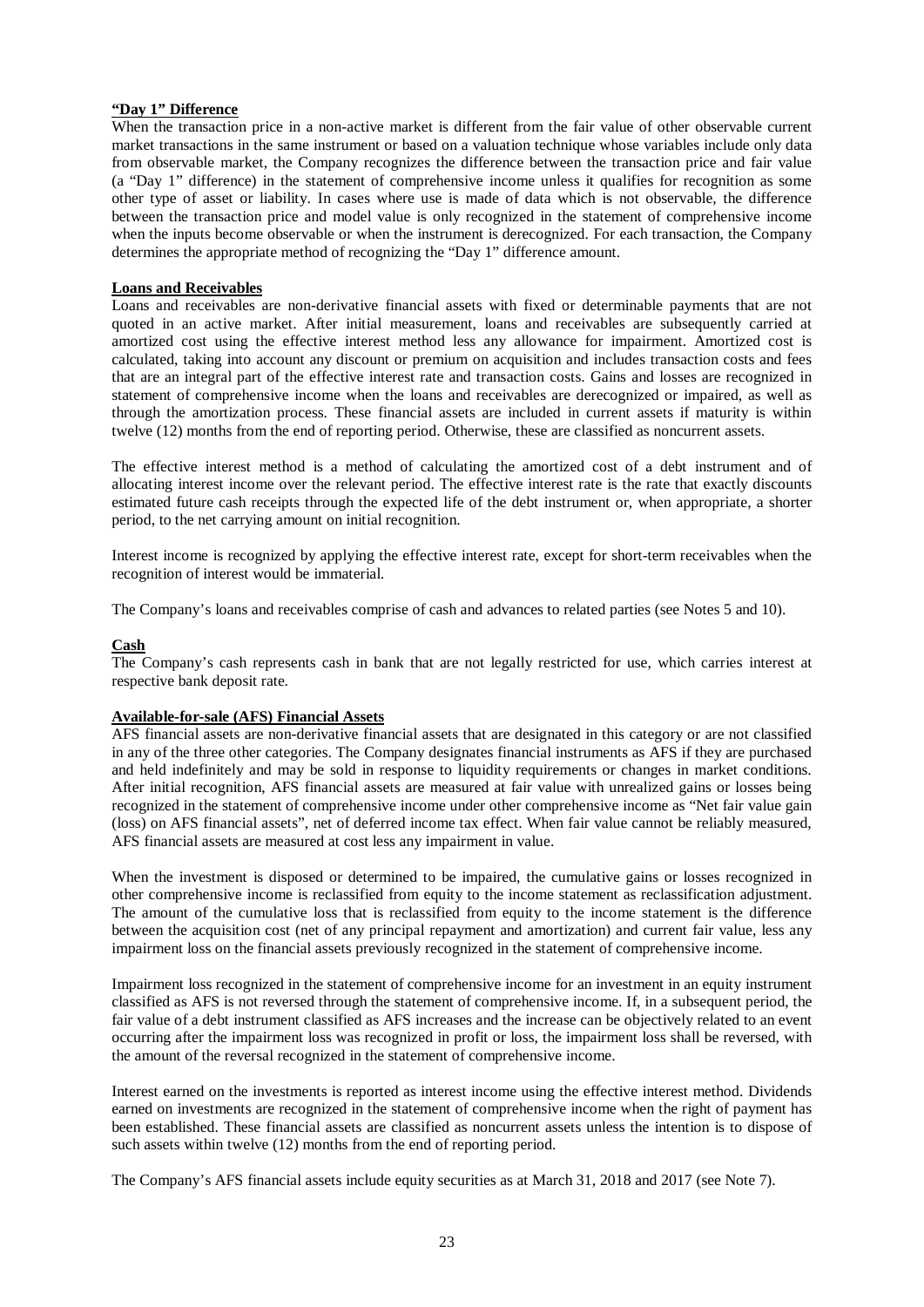**"Day 1" Difference**

When the transaction price in a non-active market is different from the fair value of other observable current market transactions in the same instrument or based on a valuation technique whose variables include only data from observable market, the Company recognizes the difference between the transaction price and fair value (a "Day 1" difference) in the statement of comprehensive income unless it qualifies for recognition as some other type of asset or liability. In cases where use is made of data which is not observable, the difference between the transaction price and model value is only recognized in the statement of comprehensive income when the inputs become observable or when the instrument is derecognized. For each transaction, the Company determines the appropriate method of recognizing the "Day 1" difference amount.

**Loans and Receivables**

Loans and receivables are non-derivative financial assets with fixed or determinable payments that are not quoted in an active market. After initial measurement, loans and receivables are subsequently carried at amortized cost using the effective interest method less any allowance for impairment. Amortized cost is calculated, taking into account any discount or premium on acquisition and includes transaction costs and fees that are an integral part of the effective interest rate and transaction costs. Gains and losses are recognized in statement of comprehensive income when the loans and receivables are derecognized or impaired, as well as through the amortization process. These financial assets are included in current assets if maturity is within twelve (12) months from the end of reporting period. Otherwise, these are classified as noncurrent assets.

The effective interest method is a method of calculating the amortized cost of a debt instrument and of allocating interest income over the relevant period. The effective interest rate is the rate that exactly discounts estimated future cash receipts through the expected life of the debt instrument or, when appropriate, a shorter period, to the net carrying amount on initial recognition.

Interest income is recognized by applying the effective interest rate, except for short-term receivables when the recognition of interest would be immaterial.

The Company's loans and receivables comprise of cash and advances to related parties (see Notes 5 and 10).

**Cash**

The Company's cash represents cash in bank that are not legally restricted for use, which carries interest at respective bank deposit rate.

**Available-for-sale (AFS) Financial Assets**

AFS financial assets are non-derivative financial assets that are designated in this category or are not classified in any of the three other categories. The Company designates financial instruments as AFS if they are purchased and held indefinitely and may be sold in response to liquidity requirements or changes in market conditions. After initial recognition, AFS financial assets are measured at fair value with unrealized gains or losses being recognized in the statement of comprehensive income under other comprehensive income as "Net fair value gain (loss) on AFS financial assets", net of deferred income tax effect. When fair value cannot be reliably measured, AFS financial assets are measured at cost less any impairment in value.

When the investment is disposed or determined to be impaired, the cumulative gains or losses recognized in other comprehensive income is reclassified from equity to the income statement as reclassification adjustment. The amount of the cumulative loss that is reclassified from equity to the income statement is the difference between the acquisition cost (net of any principal repayment and amortization) and current fair value, less any impairment loss on the financial assets previously recognized in the statement of comprehensive income.

Impairment loss recognized in the statement of comprehensive income for an investment in an equity instrument classified as AFS is not reversed through the statement of comprehensive income. If, in a subsequent period, the fair value of a debt instrument classified as AFS increases and the increase can be objectively related to an event occurring after the impairment loss was recognized in profit or loss, the impairment loss shall be reversed, with the amount of the reversal recognized in the statement of comprehensive income.

Interest earned on the investments is reported as interest income using the effective interest method. Dividends earned on investments are recognized in the statement of comprehensive income when the right of payment has been established. These financial assets are classified as noncurrent assets unless the intention is to dispose of such assets within twelve (12) months from the end of reporting period.

The Company's AFS financial assets include equity securities as at March 31, 2018 and 2017 (see Note 7).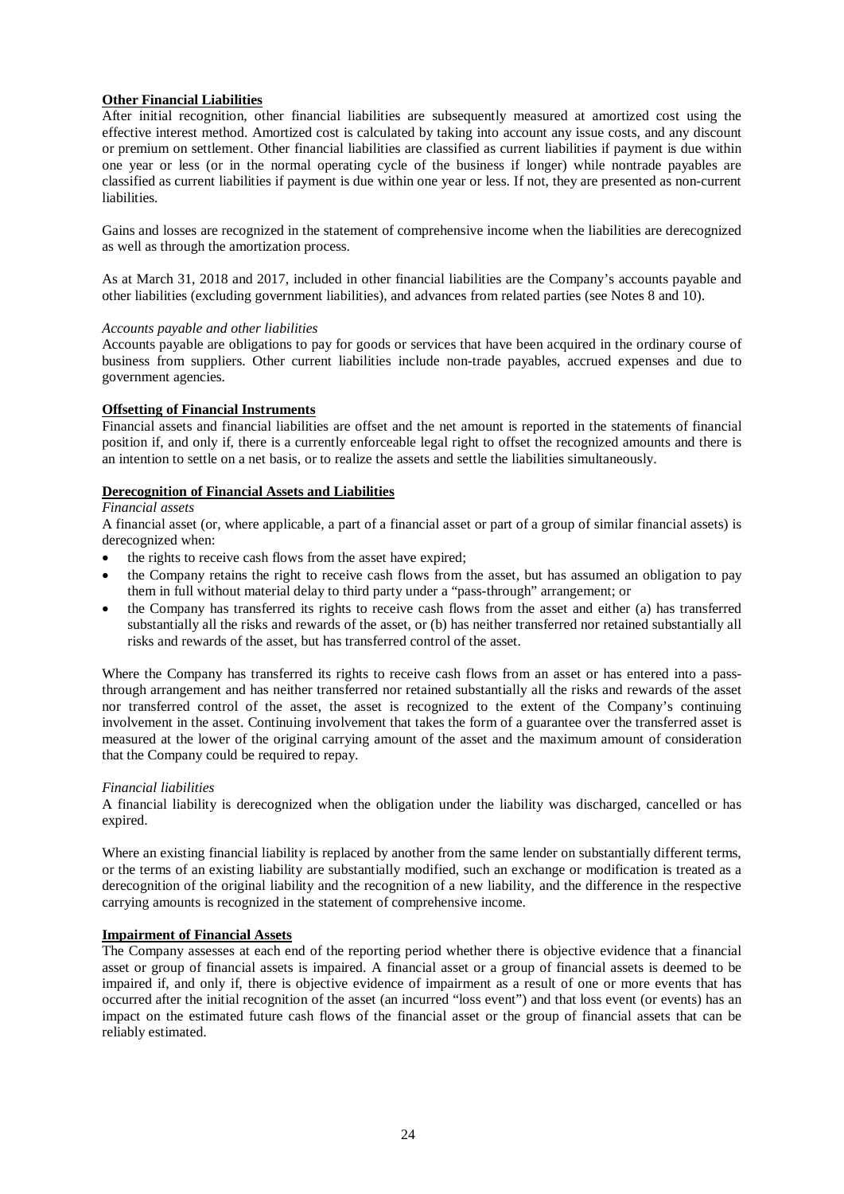**Other Financial Liabilities**

After initial recognition, other financial liabilities are subsequently measured at amortized cost using the effective interest method. Amortized cost is calculated by taking into account any issue costs, and any discount or premium on settlement. Other financial liabilities are classified as current liabilities if payment is due within one year or less (or in the normal operating cycle of the business if longer) while nontrade payables are classified as current liabilities if payment is due within one year or less. If not, they are presented as non-current liabilities.

Gains and losses are recognized in the statement of comprehensive income when the liabilities are derecognized as well as through the amortization process.

As at March 31, 2018 and 2017, included in other financial liabilities are the Company's accounts payable and other liabilities (excluding government liabilities), and advances from related parties (see Notes 8 and 10).

*Accounts payable and other liabilities*

Accounts payable are obligations to pay for goods or services that have been acquired in the ordinary course of business from suppliers. Other current liabilities include non-trade payables, accrued expenses and due to government agencies.

**Offsetting of Financial Instruments**

Financial assets and financial liabilities are offset and the net amount is reported in the statements of financial position if, and only if, there is a currently enforceable legal right to offset the recognized amounts and there is an intention to settle on a net basis, or to realize the assets and settle the liabilities simultaneously.

**Derecognition of Financial Assets and Liabilities**

*Financial assets*

A financial asset (or, where applicable, a part of a financial asset or part of a group of similar financial assets) is derecognized when:

- the rights to receive cash flows from the asset have expired;
- the Company retains the right to receive cash flows from the asset, but has assumed an obligation to pay them in full without material delay to third party under a "pass-through" arrangement; or
- the Company has transferred its rights to receive cash flows from the asset and either (a) has transferred substantially all the risks and rewards of the asset, or (b) has neither transferred nor retained substantially all risks and rewards of the asset, but has transferred control of the asset.

Where the Company has transferred its rights to receive cash flows from an asset or has entered into a pass-through arrangement and has neither transferred nor retained substantially all the risks and rewards of the asset nor transferred control of the asset, the asset is recognized to the extent of the Company's continuing involvement in the asset. Continuing involvement that takes the form of a guarantee over the transferred asset is measured at the lower of the original carrying amount of the asset and the maximum amount of consideration that the Company could be required to repay.

*Financial liabilities*

A financial liability is derecognized when the obligation under the liability was discharged, cancelled or has expired.

Where an existing financial liability is replaced by another from the same lender on substantially different terms, or the terms of an existing liability are substantially modified, such an exchange or modification is treated as a derecognition of the original liability and the recognition of a new liability, and the difference in the respective carrying amounts is recognized in the statement of comprehensive income.

**Impairment of Financial Assets**

The Company assesses at each end of the reporting period whether there is objective evidence that a financial asset or group of financial assets is impaired. A financial asset or a group of financial assets is deemed to be impaired if, and only if, there is objective evidence of impairment as a result of one or more events that has occurred after the initial recognition of the asset (an incurred "loss event") and that loss event (or events) has an impact on the estimated future cash flows of the financial asset or the group of financial assets that can be reliably estimated.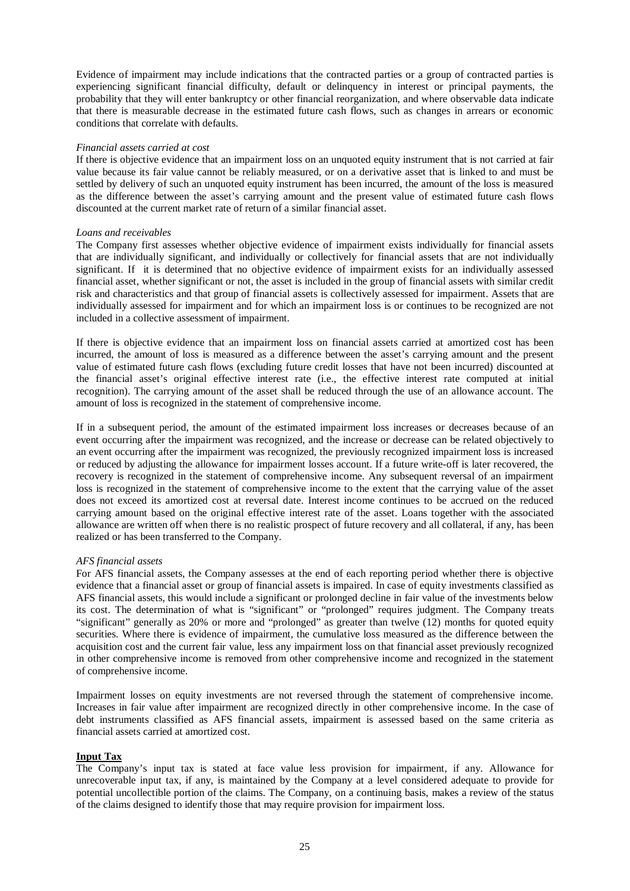Evidence of impairment may include indications that the contracted parties or a group of contracted parties is experiencing significant financial difficulty, default or delinquency in interest or principal payments, the probability that they will enter bankruptcy or other financial reorganization, and where observable data indicate that there is measurable decrease in the estimated future cash flows, such as changes in arrears or economic conditions that correlate with defaults.

*Financial assets carried at cost*

If there is objective evidence that an impairment loss on an unquoted equity instrument that is not carried at fair value because its fair value cannot be reliably measured, or on a derivative asset that is linked to and must be settled by delivery of such an unquoted equity instrument has been incurred, the amount of the loss is measured as the difference between the asset's carrying amount and the present value of estimated future cash flows discounted at the current market rate of return of a similar financial asset.

*Loans and receivables*

The Company first assesses whether objective evidence of impairment exists individually for financial assets that are individually significant, and individually or collectively for financial assets that are not individually significant. If it is determined that no objective evidence of impairment exists for an individually assessed financial asset, whether significant or not, the asset is included in the group of financial assets with similar credit risk and characteristics and that group of financial assets is collectively assessed for impairment. Assets that are individually assessed for impairment and for which an impairment loss is or continues to be recognized are not included in a collective assessment of impairment.

If there is objective evidence that an impairment loss on financial assets carried at amortized cost has been incurred, the amount of loss is measured as a difference between the asset's carrying amount and the present value of estimated future cash flows (excluding future credit losses that have not been incurred) discounted at the financial asset's original effective interest rate (i.e., the effective interest rate computed at initial recognition). The carrying amount of the asset shall be reduced through the use of an allowance account. The amount of loss is recognized in the statement of comprehensive income.

If in a subsequent period, the amount of the estimated impairment loss increases or decreases because of an event occurring after the impairment was recognized, and the increase or decrease can be related objectively to an event occurring after the impairment was recognized, the previously recognized impairment loss is increased or reduced by adjusting the allowance for impairment losses account. If a future write-off is later recovered, the recovery is recognized in the statement of comprehensive income. Any subsequent reversal of an impairment loss is recognized in the statement of comprehensive income to the extent that the carrying value of the asset does not exceed its amortized cost at reversal date. Interest income continues to be accrued on the reduced carrying amount based on the original effective interest rate of the asset. Loans together with the associated allowance are written off when there is no realistic prospect of future recovery and all collateral, if any, has been realized or has been transferred to the Company.

*AFS financial assets*

For AFS financial assets, the Company assesses at the end of each reporting period whether there is objective evidence that a financial asset or group of financial assets is impaired. In case of equity investments classified as AFS financial assets, this would include a significant or prolonged decline in fair value of the investments below its cost. The determination of what is "significant" or "prolonged" requires judgment. The Company treats "significant" generally as 20% or more and "prolonged" as greater than twelve (12) months for quoted equity securities. Where there is evidence of impairment, the cumulative loss measured as the difference between the acquisition cost and the current fair value, less any impairment loss on that financial asset previously recognized in other comprehensive income is removed from other comprehensive income and recognized in the statement of comprehensive income.

Impairment losses on equity investments are not reversed through the statement of comprehensive income. Increases in fair value after impairment are recognized directly in other comprehensive income. In the case of debt instruments classified as AFS financial assets, impairment is assessed based on the same criteria as financial assets carried at amortized cost.

**Input Tax**

The Company's input tax is stated at face value less provision for impairment, if any. Allowance for unrecoverable input tax, if any, is maintained by the Company at a level considered adequate to provide for potential uncollectible portion of the claims. The Company, on a continuing basis, makes a review of the status of the claims designed to identify those that may require provision for impairment loss.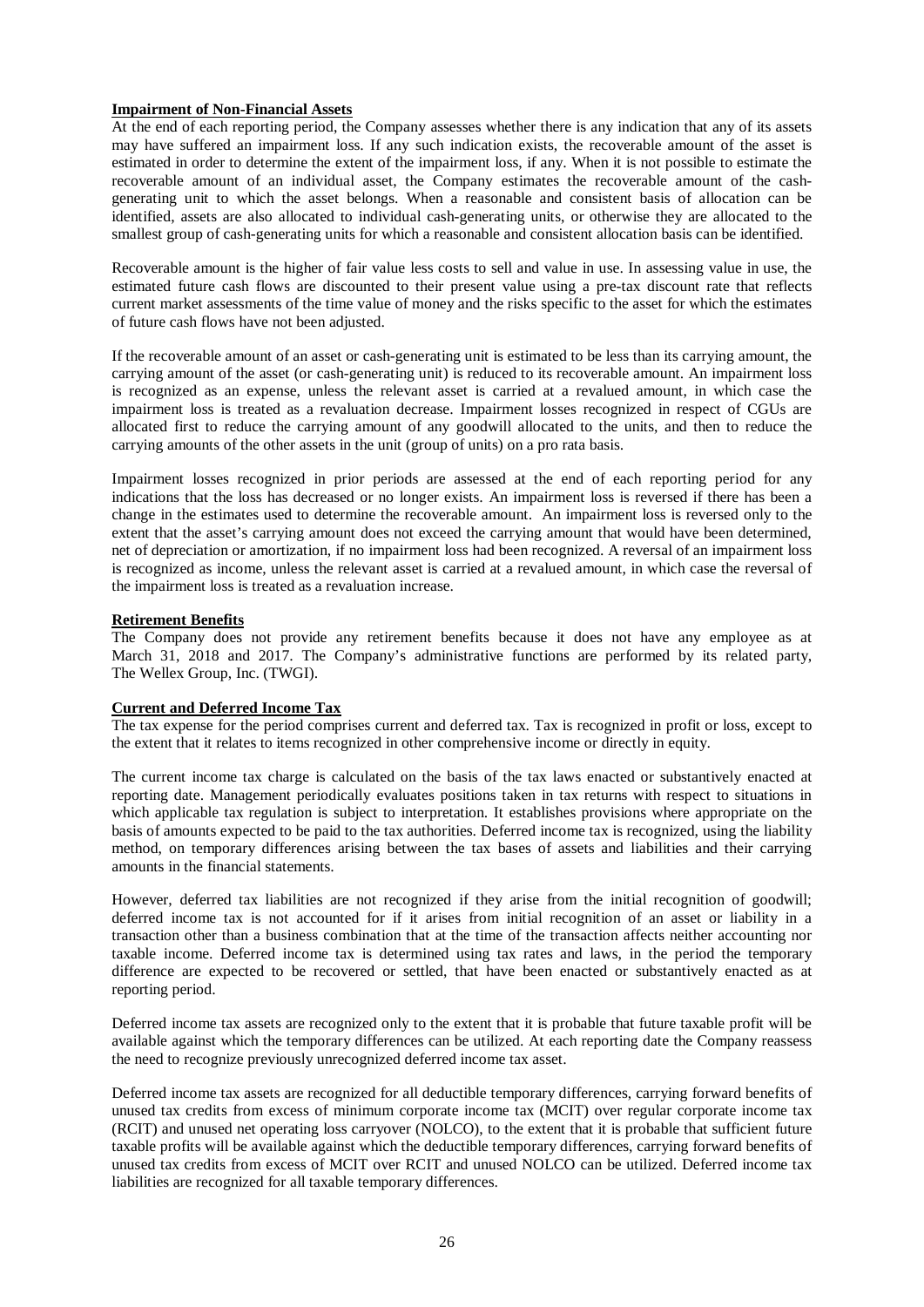**Impairment of Non-Financial Assets**

At the end of each reporting period, the Company assesses whether there is any indication that any of its assets may have suffered an impairment loss. If any such indication exists, the recoverable amount of the asset is estimated in order to determine the extent of the impairment loss, if any. When it is not possible to estimate the recoverable amount of an individual asset, the Company estimates the recoverable amount of the cash-generating unit to which the asset belongs. When a reasonable and consistent basis of allocation can be identified, assets are also allocated to individual cash-generating units, or otherwise they are allocated to the smallest group of cash-generating units for which a reasonable and consistent allocation basis can be identified.

Recoverable amount is the higher of fair value less costs to sell and value in use. In assessing value in use, the estimated future cash flows are discounted to their present value using a pre-tax discount rate that reflects current market assessments of the time value of money and the risks specific to the asset for which the estimates of future cash flows have not been adjusted.

If the recoverable amount of an asset or cash-generating unit is estimated to be less than its carrying amount, the carrying amount of the asset (or cash-generating unit) is reduced to its recoverable amount. An impairment loss is recognized as an expense, unless the relevant asset is carried at a revalued amount, in which case the impairment loss is treated as a revaluation decrease. Impairment losses recognized in respect of CGUs are allocated first to reduce the carrying amount of any goodwill allocated to the units, and then to reduce the carrying amounts of the other assets in the unit (group of units) on a pro rata basis.

Impairment losses recognized in prior periods are assessed at the end of each reporting period for any indications that the loss has decreased or no longer exists. An impairment loss is reversed if there has been a change in the estimates used to determine the recoverable amount. An impairment loss is reversed only to the extent that the asset's carrying amount does not exceed the carrying amount that would have been determined, net of depreciation or amortization, if no impairment loss had been recognized. A reversal of an impairment loss is recognized as income, unless the relevant asset is carried at a revalued amount, in which case the reversal of the impairment loss is treated as a revaluation increase.

**Retirement Benefits**

The Company does not provide any retirement benefits because it does not have any employee as at March 31, 2018 and 2017. The Company's administrative functions are performed by its related party, The Wellex Group, Inc. (TWGI).

**Current and Deferred Income Tax**

The tax expense for the period comprises current and deferred tax. Tax is recognized in profit or loss, except to the extent that it relates to items recognized in other comprehensive income or directly in equity.

The current income tax charge is calculated on the basis of the tax laws enacted or substantively enacted at reporting date. Management periodically evaluates positions taken in tax returns with respect to situations in which applicable tax regulation is subject to interpretation. It establishes provisions where appropriate on the basis of amounts expected to be paid to the tax authorities. Deferred income tax is recognized, using the liability method, on temporary differences arising between the tax bases of assets and liabilities and their carrying amounts in the financial statements.

However, deferred tax liabilities are not recognized if they arise from the initial recognition of goodwill; deferred income tax is not accounted for if it arises from initial recognition of an asset or liability in a transaction other than a business combination that at the time of the transaction affects neither accounting nor taxable income. Deferred income tax is determined using tax rates and laws, in the period the temporary difference are expected to be recovered or settled, that have been enacted or substantively enacted as at reporting period.

Deferred income tax assets are recognized only to the extent that it is probable that future taxable profit will be available against which the temporary differences can be utilized. At each reporting date the Company reassess the need to recognize previously unrecognized deferred income tax asset.

Deferred income tax assets are recognized for all deductible temporary differences, carrying forward benefits of unused tax credits from excess of minimum corporate income tax (MCIT) over regular corporate income tax (RCIT) and unused net operating loss carryover (NOLCO), to the extent that it is probable that sufficient future taxable profits will be available against which the deductible temporary differences, carrying forward benefits of unused tax credits from excess of MCIT over RCIT and unused NOLCO can be utilized. Deferred income tax liabilities are recognized for all taxable temporary differences.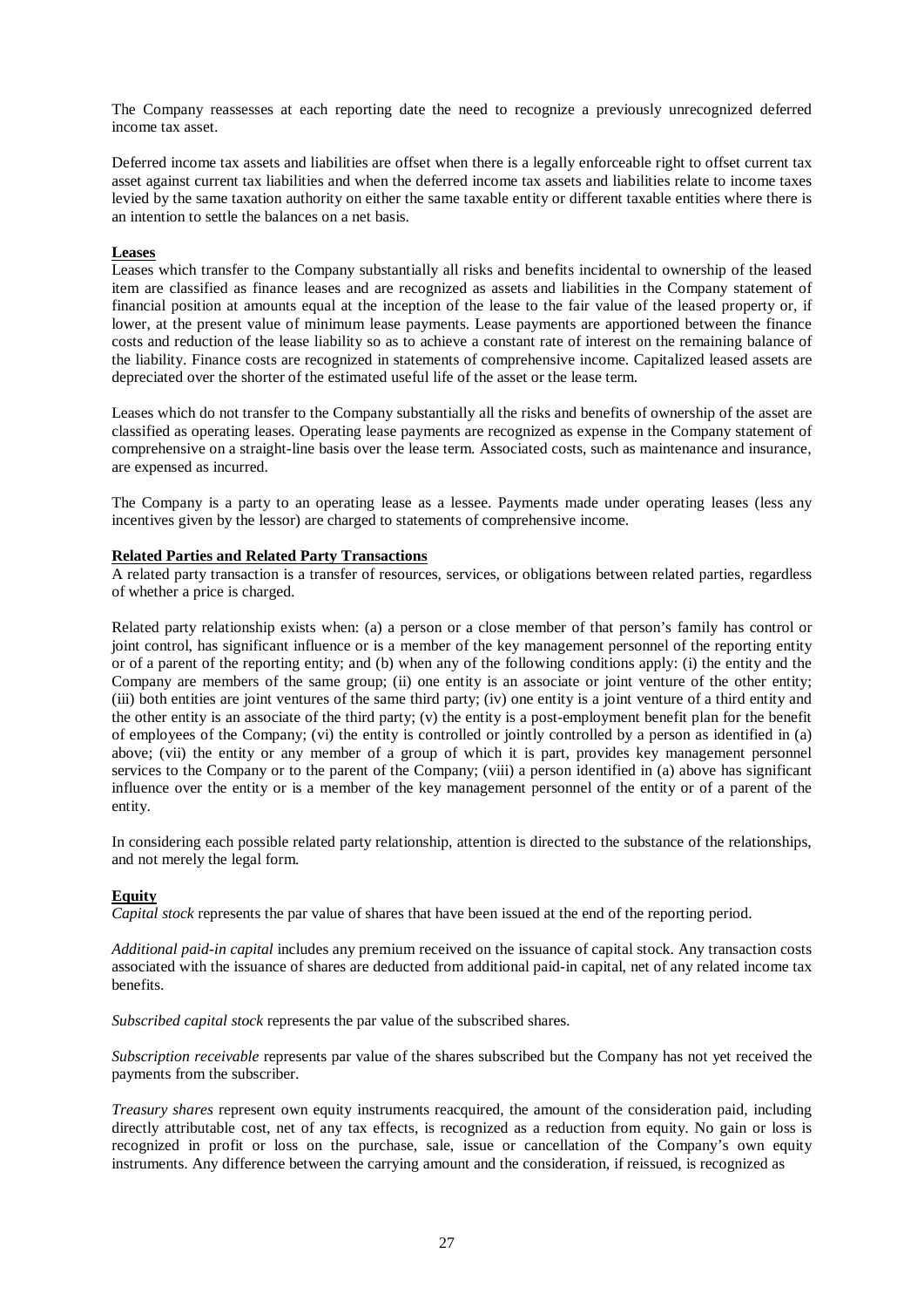The Company reassesses at each reporting date the need to recognize a previously unrecognized deferred income tax asset.

Deferred income tax assets and liabilities are offset when there is a legally enforceable right to offset current tax asset against current tax liabilities and when the deferred income tax assets and liabilities relate to income taxes levied by the same taxation authority on either the same taxable entity or different taxable entities where there is an intention to settle the balances on a net basis.

**Leases**

Leases which transfer to the Company substantially all risks and benefits incidental to ownership of the leased item are classified as finance leases and are recognized as assets and liabilities in the Company statement of financial position at amounts equal at the inception of the lease to the fair value of the leased property or, if lower, at the present value of minimum lease payments. Lease payments are apportioned between the finance costs and reduction of the lease liability so as to achieve a constant rate of interest on the remaining balance of the liability. Finance costs are recognized in statements of comprehensive income. Capitalized leased assets are depreciated over the shorter of the estimated useful life of the asset or the lease term.

Leases which do not transfer to the Company substantially all the risks and benefits of ownership of the asset are classified as operating leases. Operating lease payments are recognized as expense in the Company statement of comprehensive on a straight-line basis over the lease term. Associated costs, such as maintenance and insurance, are expensed as incurred.

The Company is a party to an operating lease as a lessee. Payments made under operating leases (less any incentives given by the lessor) are charged to statements of comprehensive income.

**Related Parties and Related Party Transactions**

A related party transaction is a transfer of resources, services, or obligations between related parties, regardless of whether a price is charged.

Related party relationship exists when: (a) a person or a close member of that person's family has control or joint control, has significant influence or is a member of the key management personnel of the reporting entity or of a parent of the reporting entity; and (b) when any of the following conditions apply: (i) the entity and the Company are members of the same group; (ii) one entity is an associate or joint venture of the other entity; (iii) both entities are joint ventures of the same third party; (iv) one entity is a joint venture of a third entity and the other entity is an associate of the third party; (v) the entity is a post-employment benefit plan for the benefit of employees of the Company; (vi) the entity is controlled or jointly controlled by a person as identified in (a) above; (vii) the entity or any member of a group of which it is part, provides key management personnel services to the Company or to the parent of the Company; (viii) a person identified in (a) above has significant influence over the entity or is a member of the key management personnel of the entity or of a parent of the entity.

In considering each possible related party relationship, attention is directed to the substance of the relationships, and not merely the legal form.

**Equity**

*Capital stock* represents the par value of shares that have been issued at the end of the reporting period.

*Additional paid-in capital* includes any premium received on the issuance of capital stock. Any transaction costs associated with the issuance of shares are deducted from additional paid-in capital, net of any related income tax benefits.

*Subscribed capital stock* represents the par value of the subscribed shares.

*Subscription receivable* represents par value of the shares subscribed but the Company has not yet received the payments from the subscriber.

*Treasury shares* represent own equity instruments reacquired, the amount of the consideration paid, including directly attributable cost, net of any tax effects, is recognized as a reduction from equity. No gain or loss is recognized in profit or loss on the purchase, sale, issue or cancellation of the Company's own equity instruments. Any difference between the carrying amount and the consideration, if reissued, is recognized as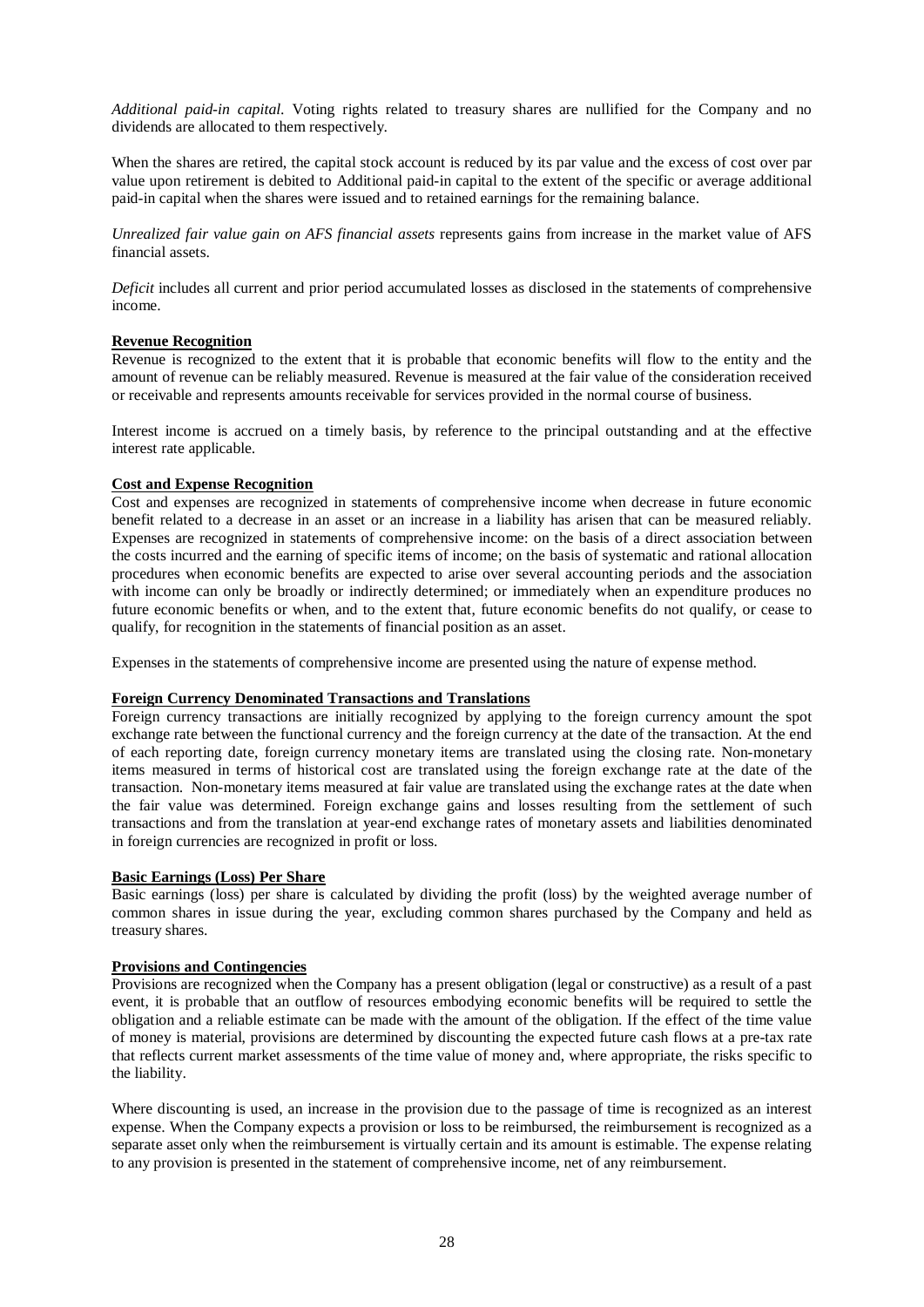*Additional paid-in capital.* Voting rights related to treasury shares are nullified for the Company and no dividends are allocated to them respectively.

When the shares are retired, the capital stock account is reduced by its par value and the excess of cost over par value upon retirement is debited to Additional paid-in capital to the extent of the specific or average additional paid-in capital when the shares were issued and to retained earnings for the remaining balance.

*Unrealized fair value gain on AFS financial assets* represents gains from increase in the market value of AFS financial assets.

*Deficit* includes all current and prior period accumulated losses as disclosed in the statements of comprehensive income.

**Revenue Recognition**

Revenue is recognized to the extent that it is probable that economic benefits will flow to the entity and the amount of revenue can be reliably measured. Revenue is measured at the fair value of the consideration received or receivable and represents amounts receivable for services provided in the normal course of business.

Interest income is accrued on a timely basis, by reference to the principal outstanding and at the effective interest rate applicable.

**Cost and Expense Recognition**

Cost and expenses are recognized in statements of comprehensive income when decrease in future economic benefit related to a decrease in an asset or an increase in a liability has arisen that can be measured reliably. Expenses are recognized in statements of comprehensive income: on the basis of a direct association between the costs incurred and the earning of specific items of income; on the basis of systematic and rational allocation procedures when economic benefits are expected to arise over several accounting periods and the association with income can only be broadly or indirectly determined; or immediately when an expenditure produces no future economic benefits or when, and to the extent that, future economic benefits do not qualify, or cease to qualify, for recognition in the statements of financial position as an asset.

Expenses in the statements of comprehensive income are presented using the nature of expense method.

**Foreign Currency Denominated Transactions and Translations**

Foreign currency transactions are initially recognized by applying to the foreign currency amount the spot exchange rate between the functional currency and the foreign currency at the date of the transaction. At the end of each reporting date, foreign currency monetary items are translated using the closing rate. Non-monetary items measured in terms of historical cost are translated using the foreign exchange rate at the date of the transaction. Non-monetary items measured at fair value are translated using the exchange rates at the date when the fair value was determined. Foreign exchange gains and losses resulting from the settlement of such transactions and from the translation at year-end exchange rates of monetary assets and liabilities denominated in foreign currencies are recognized in profit or loss.

**Basic Earnings (Loss) Per Share**

Basic earnings (loss) per share is calculated by dividing the profit (loss) by the weighted average number of common shares in issue during the year, excluding common shares purchased by the Company and held as treasury shares.

**Provisions and Contingencies**

Provisions are recognized when the Company has a present obligation (legal or constructive) as a result of a past event, it is probable that an outflow of resources embodying economic benefits will be required to settle the obligation and a reliable estimate can be made with the amount of the obligation. If the effect of the time value of money is material, provisions are determined by discounting the expected future cash flows at a pre-tax rate that reflects current market assessments of the time value of money and, where appropriate, the risks specific to the liability.

Where discounting is used, an increase in the provision due to the passage of time is recognized as an interest expense. When the Company expects a provision or loss to be reimbursed, the reimbursement is recognized as a separate asset only when the reimbursement is virtually certain and its amount is estimable. The expense relating to any provision is presented in the statement of comprehensive income, net of any reimbursement.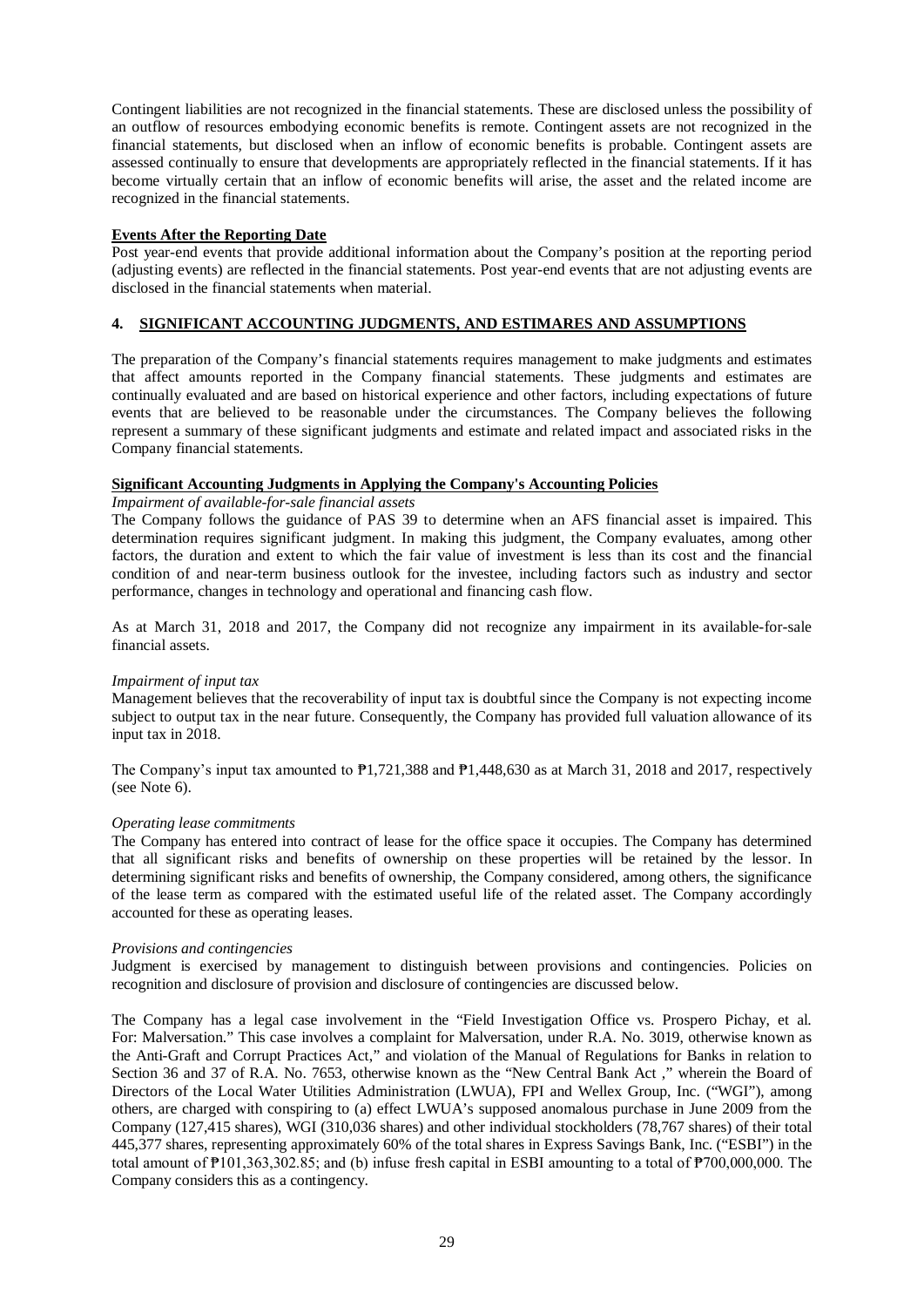Contingent liabilities are not recognized in the financial statements. These are disclosed unless the possibility of an outflow of resources embodying economic benefits is remote. Contingent assets are not recognized in the financial statements, but disclosed when an inflow of economic benefits is probable. Contingent assets are assessed continually to ensure that developments are appropriately reflected in the financial statements. If it has become virtually certain that an inflow of economic benefits will arise, the asset and the related income are recognized in the financial statements.

**Events After the Reporting Date**

Post year-end events that provide additional information about the Company's position at the reporting period (adjusting events) are reflected in the financial statements. Post year-end events that are not adjusting events are disclosed in the financial statements when material.

## 4. SIGNIFICANT ACCOUNTING JUDGMENTS, AND ESTIMARES AND ASSUMPTIONS

The preparation of the Company's financial statements requires management to make judgments and estimates that affect amounts reported in the Company financial statements. These judgments and estimates are continually evaluated and are based on historical experience and other factors, including expectations of future events that are believed to be reasonable under the circumstances. The Company believes the following represent a summary of these significant judgments and estimate and related impact and associated risks in the Company financial statements.

**Significant Accounting Judgments in Applying the Company's Accounting Policies**

*Impairment of available-for-sale financial assets*

The Company follows the guidance of PAS 39 to determine when an AFS financial asset is impaired. This determination requires significant judgment. In making this judgment, the Company evaluates, among other factors, the duration and extent to which the fair value of investment is less than its cost and the financial condition of and near-term business outlook for the investee, including factors such as industry and sector performance, changes in technology and operational and financing cash flow.

As at March 31, 2018 and 2017, the Company did not recognize any impairment in its available-for-sale financial assets.

*Impairment of input tax*

Management believes that the recoverability of input tax is doubtful since the Company is not expecting income subject to output tax in the near future. Consequently, the Company has provided full valuation allowance of its input tax in 2018.

The Company's input tax amounted to ₱1,721,388 and ₱1,448,630 as at March 31, 2018 and 2017, respectively (see Note 6).

*Operating lease commitments*

The Company has entered into contract of lease for the office space it occupies. The Company has determined that all significant risks and benefits of ownership on these properties will be retained by the lessor. In determining significant risks and benefits of ownership, the Company considered, among others, the significance of the lease term as compared with the estimated useful life of the related asset. The Company accordingly accounted for these as operating leases.

*Provisions and contingencies*

Judgment is exercised by management to distinguish between provisions and contingencies. Policies on recognition and disclosure of provision and disclosure of contingencies are discussed below.

The Company has a legal case involvement in the "Field Investigation Office vs. Prospero Pichay, et al. For: Malversation." This case involves a complaint for Malversation, under R.A. No. 3019, otherwise known as the Anti-Graft and Corrupt Practices Act," and violation of the Manual of Regulations for Banks in relation to Section 36 and 37 of R.A. No. 7653, otherwise known as the "New Central Bank Act ," wherein the Board of Directors of the Local Water Utilities Administration (LWUA), FPI and Wellex Group, Inc. ("WGI"), among others, are charged with conspiring to (a) effect LWUA's supposed anomalous purchase in June 2009 from the Company (127,415 shares), WGI (310,036 shares) and other individual stockholders (78,767 shares) of their total 445,377 shares, representing approximately 60% of the total shares in Express Savings Bank, Inc. ("ESBI") in the total amount of ₱101,363,302.85; and (b) infuse fresh capital in ESBI amounting to a total of ₱700,000,000. The Company considers this as a contingency.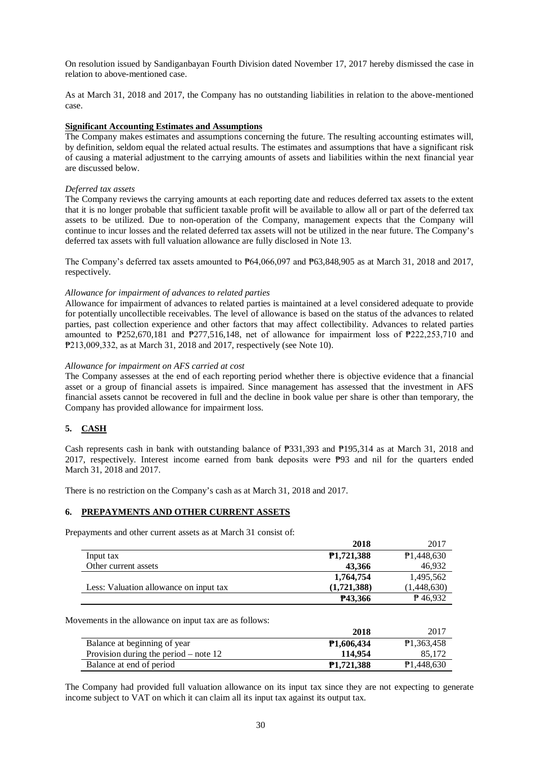On resolution issued by Sandiganbayan Fourth Division dated November 17, 2017 hereby dismissed the case in relation to above-mentioned case.

As at March 31, 2018 and 2017, the Company has no outstanding liabilities in relation to the above-mentioned case.

**Significant Accounting Estimates and Assumptions**

The Company makes estimates and assumptions concerning the future. The resulting accounting estimates will, by definition, seldom equal the related actual results. The estimates and assumptions that have a significant risk of causing a material adjustment to the carrying amounts of assets and liabilities within the next financial year are discussed below.

*Deferred tax assets*

The Company reviews the carrying amounts at each reporting date and reduces deferred tax assets to the extent that it is no longer probable that sufficient taxable profit will be available to allow all or part of the deferred tax assets to be utilized. Due to non-operation of the Company, management expects that the Company will continue to incur losses and the related deferred tax assets will not be utilized in the near future. The Company's deferred tax assets with full valuation allowance are fully disclosed in Note 13.

The Company's deferred tax assets amounted to ₱64,066,097 and ₱63,848,905 as at March 31, 2018 and 2017, respectively.

*Allowance for impairment of advances to related parties*

Allowance for impairment of advances to related parties is maintained at a level considered adequate to provide for potentially uncollectible receivables. The level of allowance is based on the status of the advances to related parties, past collection experience and other factors that may affect collectibility. Advances to related parties amounted to ₱252,670,181 and ₱277,516,148, net of allowance for impairment loss of ₱222,253,710 and ₱213,009,332, as at March 31, 2018 and 2017, respectively (see Note 10).

*Allowance for impairment on AFS carried at cost*

The Company assesses at the end of each reporting period whether there is objective evidence that a financial asset or a group of financial assets is impaired. Since management has assessed that the investment in AFS financial assets cannot be recovered in full and the decline in book value per share is other than temporary, the Company has provided allowance for impairment loss.

## 5. CASH

Cash represents cash in bank with outstanding balance of ₱331,393 and ₱195,314 as at March 31, 2018 and 2017, respectively. Interest income earned from bank deposits were ₱93 and nil for the quarters ended March 31, 2018 and 2017.

There is no restriction on the Company's cash as at March 31, 2018 and 2017.

## 6. PREPAYMENTS AND OTHER CURRENT ASSETS

Prepayments and other current assets as at March 31 consist of:

| | **2018** | 2017 |
|---|---|---|
| Input tax | **₱1,721,388** | ₱1,448,630 |
| Other current assets | **43,366** | 46,932 |
| | **1,764,754** | 1,495,562 |
| Less: Valuation allowance on input tax | **(1,721,388)** | (1,448,630) |
| | **₱43,366** | ₱ 46,932 |

Movements in the allowance on input tax are as follows:

| | **2018** | 2017 |
|---|---|---|
| Balance at beginning of year | **₱1,606,434** | ₱1,363,458 |
| Provision during the period – note 12 | **114,954** | 85,172 |
| Balance at end of period | **₱1,721,388** | ₱1,448,630 |

The Company had provided full valuation allowance on its input tax since they are not expecting to generate income subject to VAT on which it can claim all its input tax against its output tax.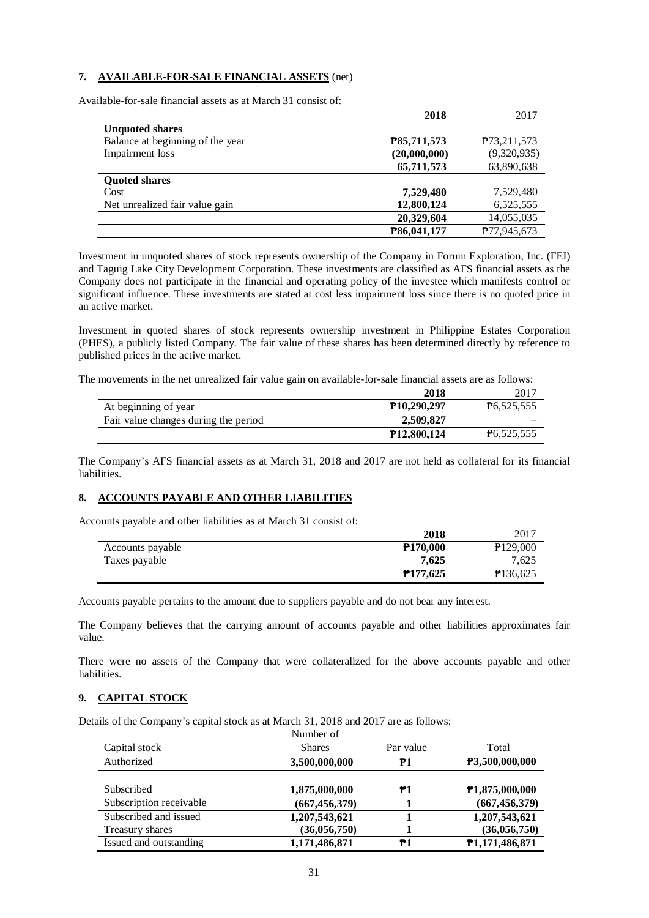## 7. AVAILABLE-FOR-SALE FINANCIAL ASSETS (net)

Available-for-sale financial assets as at March 31 consist of:

| | **2018** | 2017 |
|---|---|---|
| **Unquoted shares** | | |
| Balance at beginning of the year | **₱85,711,573** | ₱73,211,573 |
| Impairment loss | **(20,000,000)** | (9,320,935) |
| | **65,711,573** | 63,890,638 |
| **Quoted shares** | | |
| Cost | **7,529,480** | 7,529,480 |
| Net unrealized fair value gain | **12,800,124** | 6,525,555 |
| | **20,329,604** | 14,055,035 |
| | **₱86,041,177** | ₱77,945,673 |

Investment in unquoted shares of stock represents ownership of the Company in Forum Exploration, Inc. (FEI) and Taguig Lake City Development Corporation. These investments are classified as AFS financial assets as the Company does not participate in the financial and operating policy of the investee which manifests control or significant influence. These investments are stated at cost less impairment loss since there is no quoted price in an active market.

Investment in quoted shares of stock represents ownership investment in Philippine Estates Corporation (PHES), a publicly listed Company. The fair value of these shares has been determined directly by reference to published prices in the active market.

The movements in the net unrealized fair value gain on available-for-sale financial assets are as follows:

| | **2018** | 2017 |
|---|---|---|
| At beginning of year | **₱10,290,297** | ₱6,525,555 |
| Fair value changes during the period | **2,509,827** | – |
| | **₱12,800,124** | ₱6,525,555 |

The Company's AFS financial assets as at March 31, 2018 and 2017 are not held as collateral for its financial liabilities.

## 8. ACCOUNTS PAYABLE AND OTHER LIABILITIES

Accounts payable and other liabilities as at March 31 consist of:

| | **2018** | 2017 |
|---|---|---|
| Accounts payable | **₱170,000** | ₱129,000 |
| Taxes payable | **7,625** | 7,625 |
| | **₱177,625** | ₱136,625 |

Accounts payable pertains to the amount due to suppliers payable and do not bear any interest.

The Company believes that the carrying amount of accounts payable and other liabilities approximates fair value.

There were no assets of the Company that were collateralized for the above accounts payable and other liabilities.

## 9. CAPITAL STOCK

Details of the Company's capital stock as at March 31, 2018 and 2017 are as follows:

| Capital stock | Number of Shares | Par value | Total |
|---|---|---|---|
| Authorized | **3,500,000,000** | **₱1** | **₱3,500,000,000** |
| Subscribed | **1,875,000,000** | **₱1** | **₱1,875,000,000** |
| Subscription receivable | **(667,456,379)** | **1** | **(667,456,379)** |
| Subscribed and issued | **1,207,543,621** | **1** | **1,207,543,621** |
| Treasury shares | **(36,056,750)** | **1** | **(36,056,750)** |
| Issued and outstanding | **1,171,486,871** | **₱1** | **₱1,171,486,871** |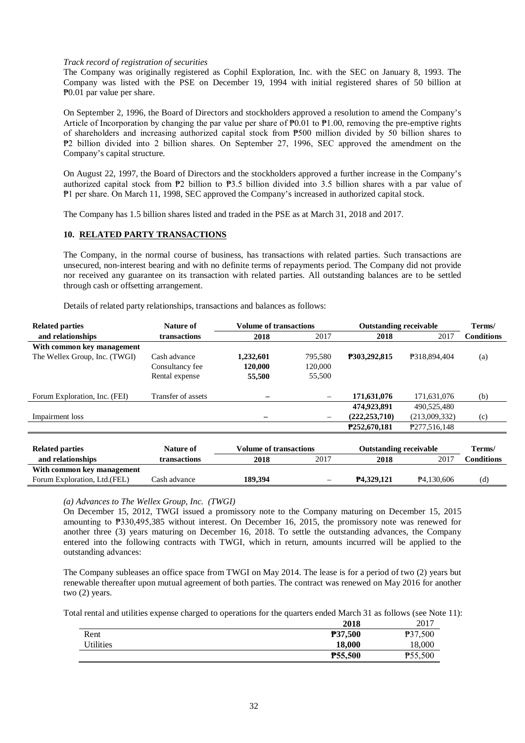*Track record of registration of securities*

The Company was originally registered as Cophil Exploration, Inc. with the SEC on January 8, 1993. The Company was listed with the PSE on December 19, 1994 with initial registered shares of 50 billion at ₱0.01 par value per share.

On September 2, 1996, the Board of Directors and stockholders approved a resolution to amend the Company's Article of Incorporation by changing the par value per share of ₱0.01 to ₱1.00, removing the pre-emptive rights of shareholders and increasing authorized capital stock from ₱500 million divided by 50 billion shares to ₱2 billion divided into 2 billion shares. On September 27, 1996, SEC approved the amendment on the Company's capital structure.

On August 22, 1997, the Board of Directors and the stockholders approved a further increase in the Company's authorized capital stock from ₱2 billion to ₱3.5 billion divided into 3.5 billion shares with a par value of ₱1 per share. On March 11, 1998, SEC approved the Company's increased in authorized capital stock.

The Company has 1.5 billion shares listed and traded in the PSE as at March 31, 2018 and 2017.

## 10. RELATED PARTY TRANSACTIONS

The Company, in the normal course of business, has transactions with related parties. Such transactions are unsecured, non-interest bearing and with no definite terms of repayments period. The Company did not provide nor received any guarantee on its transaction with related parties. All outstanding balances are to be settled through cash or offsetting arrangement.

Details of related party relationships, transactions and balances as follows:

| Related parties and relationships | Nature of transactions | Volume of transactions 2018 | 2017 | Outstanding receivable 2018 | 2017 | Terms/ Conditions |
|---|---|---|---|---|---|---|
| **With common key management** | | | | | | |
| The Wellex Group, Inc. (TWGI) | Cash advance | **1,232,601** | 795,580 | **₱303,292,815** | ₱318,894,404 | (a) |
| | Consultancy fee | **120,000** | 120,000 | | | |
| | Rental expense | **55,500** | 55,500 | | | |
| Forum Exploration, Inc. (FEI) | Transfer of assets | **–** | – | **171,631,076** | 171,631,076 | (b) |
| | | | | **474,923,891** | 490,525,480 | |
| Impairment loss | | **–** | – | **(222,253,710)** | (213,009,332) | (c) |
| | | | | **₱252,670,181** | ₱277,516,148 | |

| Related parties and relationships | Nature of transactions | Volume of transactions 2018 | 2017 | Outstanding receivable 2018 | 2017 | Terms/ Conditions |
|---|---|---|---|---|---|---|
| **With common key management** | | | | | | |
| Forum Exploration, Ltd.(FEL) | Cash advance | **189,394** | – | **₱4,329,121** | ₱4,130,606 | (d) |

*(a) Advances to The Wellex Group, Inc. (TWGI)*

On December 15, 2012, TWGI issued a promissory note to the Company maturing on December 15, 2015 amounting to ₱330,495,385 without interest. On December 16, 2015, the promissory note was renewed for another three (3) years maturing on December 16, 2018. To settle the outstanding advances, the Company entered into the following contracts with TWGI, which in return, amounts incurred will be applied to the outstanding advances:

The Company subleases an office space from TWGI on May 2014. The lease is for a period of two (2) years but renewable thereafter upon mutual agreement of both parties. The contract was renewed on May 2016 for another two (2) years.

Total rental and utilities expense charged to operations for the quarters ended March 31 as follows (see Note 11):

| | 2018 | 2017 |
|---|---|---|
| Rent | **₱37,500** | ₱37,500 |
| Utilities | **18,000** | 18,000 |
| | **₱55,500** | ₱55,500 |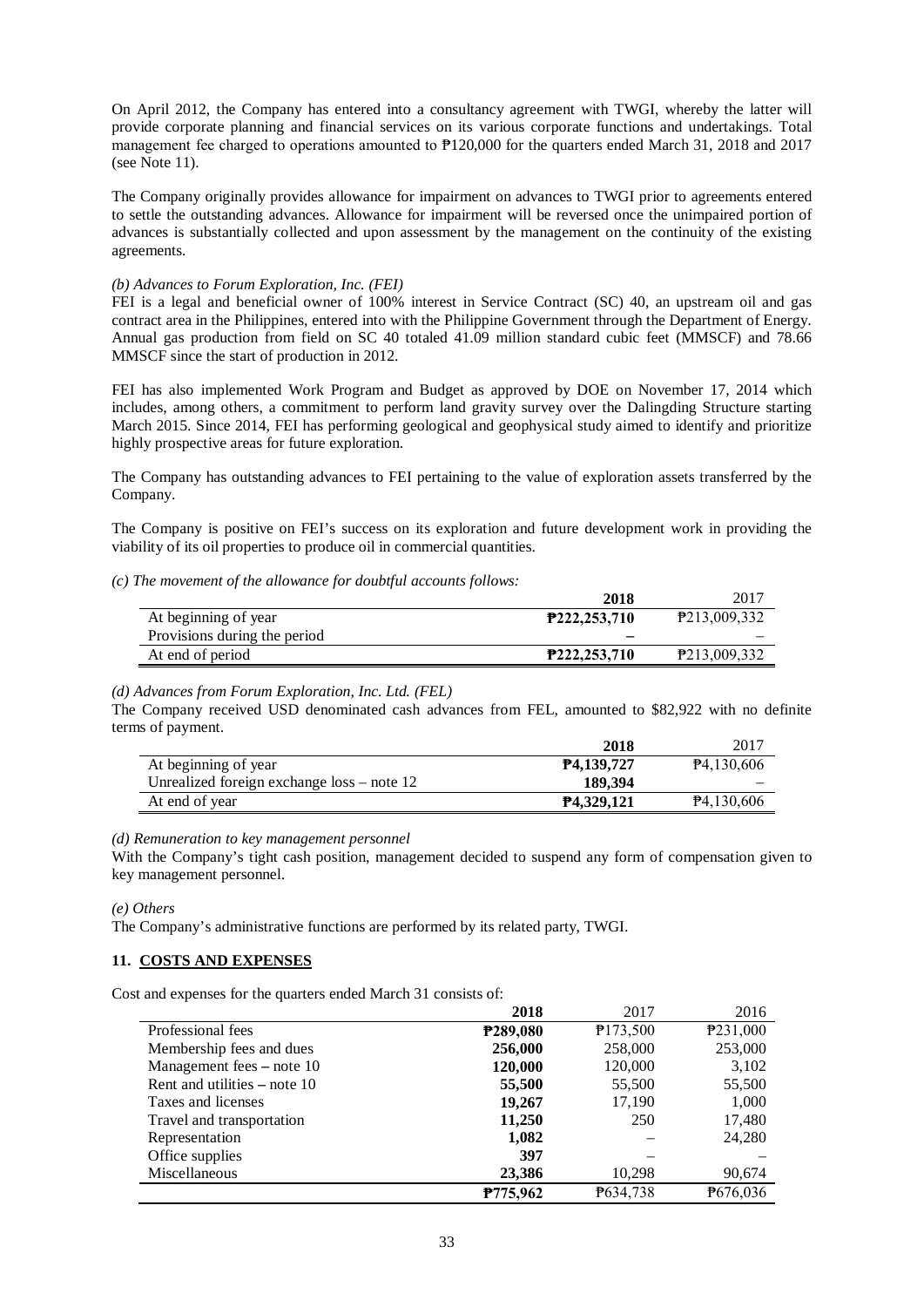On April 2012, the Company has entered into a consultancy agreement with TWGI, whereby the latter will provide corporate planning and financial services on its various corporate functions and undertakings. Total management fee charged to operations amounted to ₱120,000 for the quarters ended March 31, 2018 and 2017 (see Note 11).

The Company originally provides allowance for impairment on advances to TWGI prior to agreements entered to settle the outstanding advances. Allowance for impairment will be reversed once the unimpaired portion of advances is substantially collected and upon assessment by the management on the continuity of the existing agreements.

*(b) Advances to Forum Exploration, Inc. (FEI)*

FEI is a legal and beneficial owner of 100% interest in Service Contract (SC) 40, an upstream oil and gas contract area in the Philippines, entered into with the Philippine Government through the Department of Energy. Annual gas production from field on SC 40 totaled 41.09 million standard cubic feet (MMSCF) and 78.66 MMSCF since the start of production in 2012.

FEI has also implemented Work Program and Budget as approved by DOE on November 17, 2014 which includes, among others, a commitment to perform land gravity survey over the Dalingding Structure starting March 2015. Since 2014, FEI has performing geological and geophysical study aimed to identify and prioritize highly prospective areas for future exploration.

The Company has outstanding advances to FEI pertaining to the value of exploration assets transferred by the Company.

The Company is positive on FEI's success on its exploration and future development work in providing the viability of its oil properties to produce oil in commercial quantities.

*(c) The movement of the allowance for doubtful accounts follows:*

| | **2018** | 2017 |
|---|---|---|
| At beginning of year | **₱222,253,710** | ₱213,009,332 |
| Provisions during the period | **–** | – |
| At end of period | **₱222,253,710** | ₱213,009,332 |

*(d) Advances from Forum Exploration, Inc. Ltd. (FEL)*

The Company received USD denominated cash advances from FEL, amounted to $82,922 with no definite terms of payment.

| | **2018** | 2017 |
|---|---|---|
| At beginning of year | **₱4,139,727** | ₱4,130,606 |
| Unrealized foreign exchange loss – note 12 | **189,394** | – |
| At end of year | **₱4,329,121** | ₱4,130,606 |

*(d) Remuneration to key management personnel*

With the Company's tight cash position, management decided to suspend any form of compensation given to key management personnel.

*(e) Others*

The Company's administrative functions are performed by its related party, TWGI.

## 11. COSTS AND EXPENSES

Cost and expenses for the quarters ended March 31 consists of:

| | **2018** | 2017 | 2016 |
|---|---|---|---|
| Professional fees | **₱289,080** | ₱173,500 | ₱231,000 |
| Membership fees and dues | **256,000** | 258,000 | 253,000 |
| Management fees – note 10 | **120,000** | 120,000 | 3,102 |
| Rent and utilities – note 10 | **55,500** | 55,500 | 55,500 |
| Taxes and licenses | **19,267** | 17,190 | 1,000 |
| Travel and transportation | **11,250** | 250 | 17,480 |
| Representation | **1,082** | – | 24,280 |
| Office supplies | **397** | – | – |
| Miscellaneous | **23,386** | 10,298 | 90,674 |
| | **₱775,962** | ₱634,738 | ₱676,036 |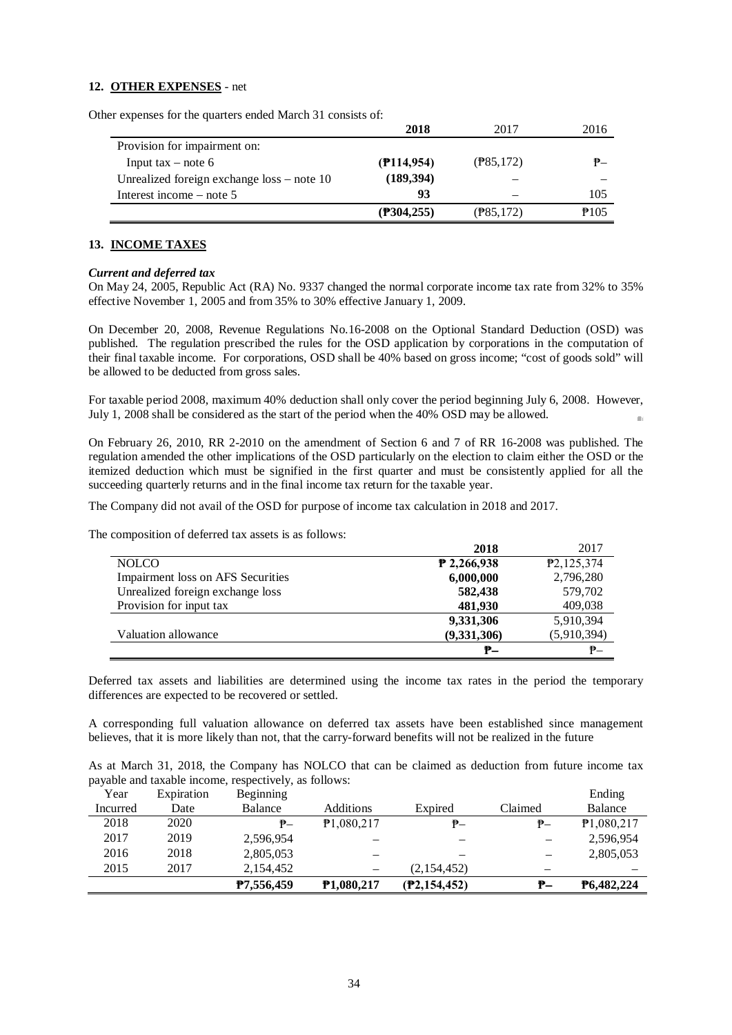## 12. OTHER EXPENSES - net

Other expenses for the quarters ended March 31 consists of:

| | **2018** | 2017 | 2016 |
|---|---|---|---|
| Provision for impairment on: | | | |
| Input tax – note 6 | **(₱114,954)** | (₱85,172) | ₱– |
| Unrealized foreign exchange loss – note 10 | **(189,394)** | – | – |
| Interest income – note 5 | **93** | – | 105 |
| | **(₱304,255)** | (₱85,172) | ₱105 |

## 13. INCOME TAXES

***Current and deferred tax***

On May 24, 2005, Republic Act (RA) No. 9337 changed the normal corporate income tax rate from 32% to 35% effective November 1, 2005 and from 35% to 30% effective January 1, 2009.

On December 20, 2008, Revenue Regulations No.16-2008 on the Optional Standard Deduction (OSD) was published. The regulation prescribed the rules for the OSD application by corporations in the computation of their final taxable income. For corporations, OSD shall be 40% based on gross income; "cost of goods sold" will be allowed to be deducted from gross sales.

For taxable period 2008, maximum 40% deduction shall only cover the period beginning July 6, 2008. However, July 1, 2008 shall be considered as the start of the period when the 40% OSD may be allowed.

On February 26, 2010, RR 2-2010 on the amendment of Section 6 and 7 of RR 16-2008 was published. The regulation amended the other implications of the OSD particularly on the election to claim either the OSD or the itemized deduction which must be signified in the first quarter and must be consistently applied for all the succeeding quarterly returns and in the final income tax return for the taxable year.

The Company did not avail of the OSD for purpose of income tax calculation in 2018 and 2017.

The composition of deferred tax assets is as follows:

| | **2018** | 2017 |
|---|---|---|
| NOLCO | **₱ 2,266,938** | ₱2,125,374 |
| Impairment loss on AFS Securities | **6,000,000** | 2,796,280 |
| Unrealized foreign exchange loss | **582,438** | 579,702 |
| Provision for input tax | **481,930** | 409,038 |
| | **9,331,306** | 5,910,394 |
| Valuation allowance | **(9,331,306)** | (5,910,394) |
| | **₱–** | ₱– |

Deferred tax assets and liabilities are determined using the income tax rates in the period the temporary differences are expected to be recovered or settled.

A corresponding full valuation allowance on deferred tax assets have been established since management believes, that it is more likely than not, that the carry-forward benefits will not be realized in the future

As at March 31, 2018, the Company has NOLCO that can be claimed as deduction from future income tax payable and taxable income, respectively, as follows:

| Year Incurred | Expiration Date | Beginning Balance | Additions | Expired | Claimed | Ending Balance |
|---|---|---|---|---|---|---|
| 2018 | 2020 | ₱– | ₱1,080,217 | ₱– | ₱– | ₱1,080,217 |
| 2017 | 2019 | 2,596,954 | – | – | – | 2,596,954 |
| 2016 | 2018 | 2,805,053 | – | – | – | 2,805,053 |
| 2015 | 2017 | 2,154,452 | – | (2,154,452) | – | – |
| | | **₱7,556,459** | **₱1,080,217** | **(₱2,154,452)** | **₱–** | **₱6,482,224** |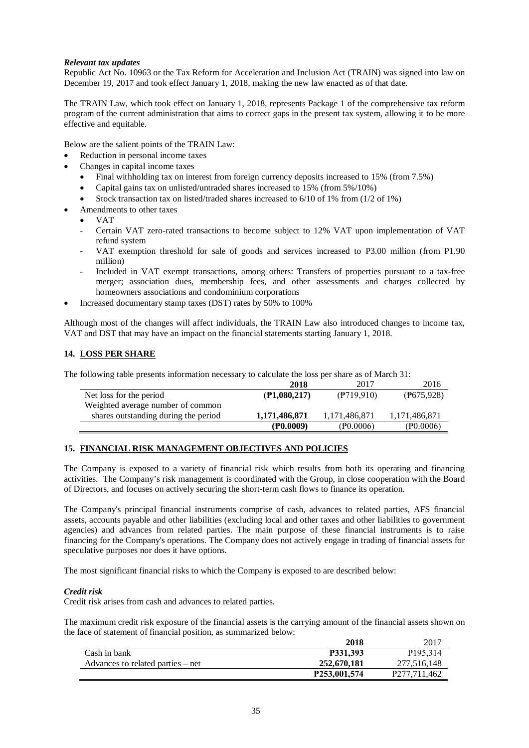*Relevant tax updates*

Republic Act No. 10963 or the Tax Reform for Acceleration and Inclusion Act (TRAIN) was signed into law on December 19, 2017 and took effect January 1, 2018, making the new law enacted as of that date.

The TRAIN Law, which took effect on January 1, 2018, represents Package 1 of the comprehensive tax reform program of the current administration that aims to correct gaps in the present tax system, allowing it to be more effective and equitable.

Below are the salient points of the TRAIN Law:

- Reduction in personal income taxes
- Changes in capital income taxes
  - Final withholding tax on interest from foreign currency deposits increased to 15% (from 7.5%)
  - Capital gains tax on unlisted/untraded shares increased to 15% (from 5%/10%)
  - Stock transaction tax on listed/traded shares increased to 6/10 of 1% from (1/2 of 1%)
- Amendments to other taxes
  - VAT
  - Certain VAT zero-rated transactions to become subject to 12% VAT upon implementation of VAT refund system
  - VAT exemption threshold for sale of goods and services increased to P3.00 million (from P1.90 million)
  - Included in VAT exempt transactions, among others: Transfers of properties pursuant to a tax-free merger; association dues, membership fees, and other assessments and charges collected by homeowners associations and condominium corporations
- Increased documentary stamp taxes (DST) rates by 50% to 100%

Although most of the changes will affect individuals, the TRAIN Law also introduced changes to income tax, VAT and DST that may have an impact on the financial statements starting January 1, 2018.

## 14. LOSS PER SHARE

The following table presents information necessary to calculate the loss per share as of March 31:

| | **2018** | 2017 | 2016 |
|---|---|---|---|
| Net loss for the period | **(₱1,080,217)** | (₱719,910) | (₱675,928) |
| Weighted average number of common shares outstanding during the period | **1,171,486,871** | 1,171,486,871 | 1,171,486,871 |
| | **(₱0.0009)** | (₱0.0006) | (₱0.0006) |

## 15. FINANCIAL RISK MANAGEMENT OBJECTIVES AND POLICIES

The Company is exposed to a variety of financial risk which results from both its operating and financing activities. The Company's risk management is coordinated with the Group, in close cooperation with the Board of Directors, and focuses on actively securing the short-term cash flows to finance its operation.

The Company's principal financial instruments comprise of cash, advances to related parties, AFS financial assets, accounts payable and other liabilities (excluding local and other taxes and other liabilities to government agencies) and advances from related parties. The main purpose of these financial instruments is to raise financing for the Company's operations. The Company does not actively engage in trading of financial assets for speculative purposes nor does it have options.

The most significant financial risks to which the Company is exposed to are described below:

*Credit risk*

Credit risk arises from cash and advances to related parties.

The maximum credit risk exposure of the financial assets is the carrying amount of the financial assets shown on the face of statement of financial position, as summarized below:

| | **2018** | 2017 |
|---|---|---|
| Cash in bank | **₱331,393** | ₱195,314 |
| Advances to related parties – net | **252,670,181** | 277,516,148 |
| | **₱253,001,574** | ₱277,711,462 |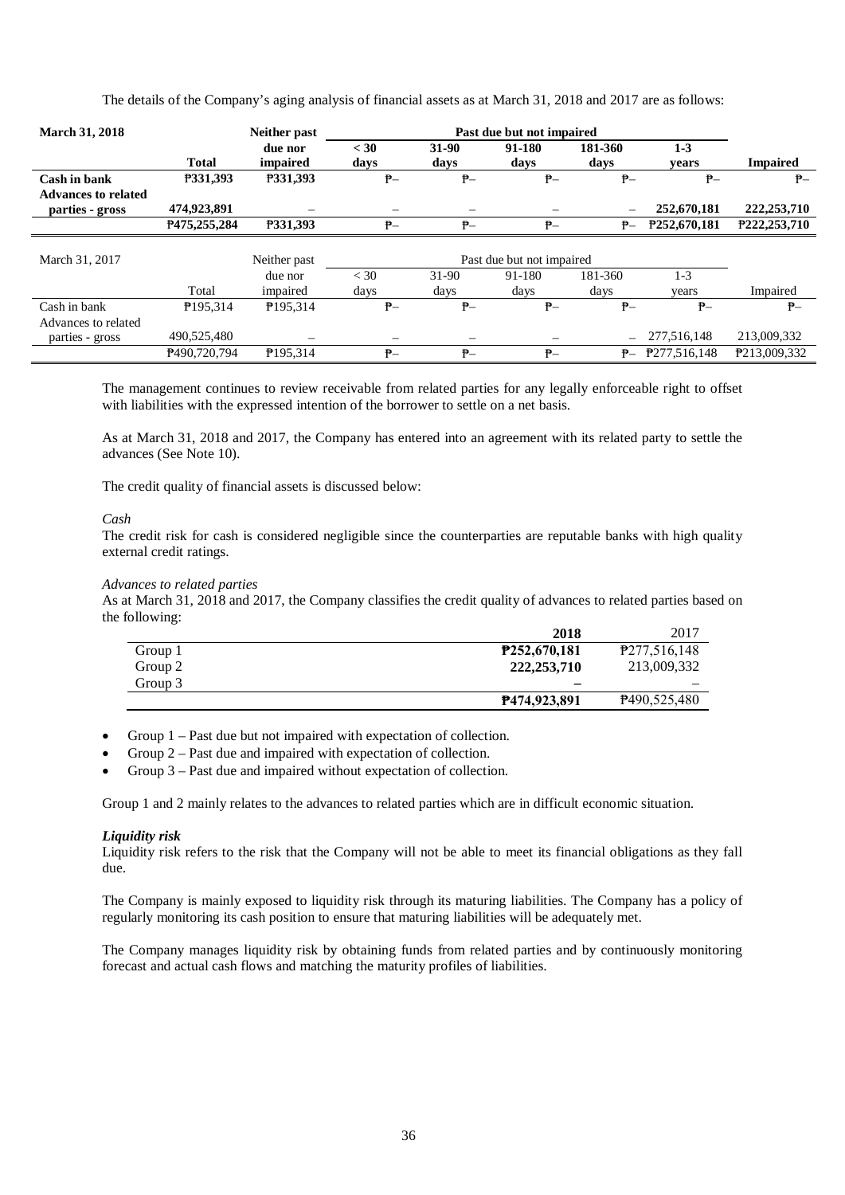The details of the Company's aging analysis of financial assets as at March 31, 2018 and 2017 are as follows:

| **March 31, 2018** | | **Neither past** | **Past due but not impaired** | | | | | |
|---|---|---|---|---|---|---|---|---|
| | | **due nor** | **< 30** | **31-90** | **91-180** | **181-360** | **1-3** | |
| | **Total** | **impaired** | **days** | **days** | **days** | **days** | **years** | **Impaired** |
| **Cash in bank** | **₱331,393** | **₱331,393** | **₱–** | **₱–** | **₱–** | **₱–** | **₱–** | **₱–** |
| **Advances to related parties - gross** | **474,923,891** | – | – | – | – | – | **252,670,181** | **222,253,710** |
| | **₱475,255,284** | **₱331,393** | **₱–** | **₱–** | **₱–** | **₱–** | **₱252,670,181** | **₱222,253,710** |

| March 31, 2017 | | Neither past | Past due but not impaired | | | | | |
|---|---|---|---|---|---|---|---|---|
| | | due nor | < 30 | 31-90 | 91-180 | 181-360 | 1-3 | |
| | Total | impaired | days | days | days | days | years | Impaired |
| Cash in bank | ₱195,314 | ₱195,314 | ₱– | ₱– | ₱– | ₱– | ₱– | ₱– |
| Advances to related parties - gross | 490,525,480 | – | – | – | – | – | 277,516,148 | 213,009,332 |
| | ₱490,720,794 | ₱195,314 | ₱– | ₱– | ₱– | ₱– | ₱277,516,148 | ₱213,009,332 |

The management continues to review receivable from related parties for any legally enforceable right to offset with liabilities with the expressed intention of the borrower to settle on a net basis.

As at March 31, 2018 and 2017, the Company has entered into an agreement with its related party to settle the advances (See Note 10).

The credit quality of financial assets is discussed below:

*Cash*
The credit risk for cash is considered negligible since the counterparties are reputable banks with high quality external credit ratings.

*Advances to related parties*
As at March 31, 2018 and 2017, the Company classifies the credit quality of advances to related parties based on the following:

| | **2018** | 2017 |
|---|---|---|
| Group 1 | **₱252,670,181** | ₱277,516,148 |
| Group 2 | **222,253,710** | 213,009,332 |
| Group 3 | **–** | – |
| | **₱474,923,891** | ₱490,525,480 |

- Group 1 – Past due but not impaired with expectation of collection.
- Group 2 – Past due and impaired with expectation of collection.
- Group 3 – Past due and impaired without expectation of collection.

Group 1 and 2 mainly relates to the advances to related parties which are in difficult economic situation.

***Liquidity risk***
Liquidity risk refers to the risk that the Company will not be able to meet its financial obligations as they fall due.

The Company is mainly exposed to liquidity risk through its maturing liabilities. The Company has a policy of regularly monitoring its cash position to ensure that maturing liabilities will be adequately met.

The Company manages liquidity risk by obtaining funds from related parties and by continuously monitoring forecast and actual cash flows and matching the maturity profiles of liabilities.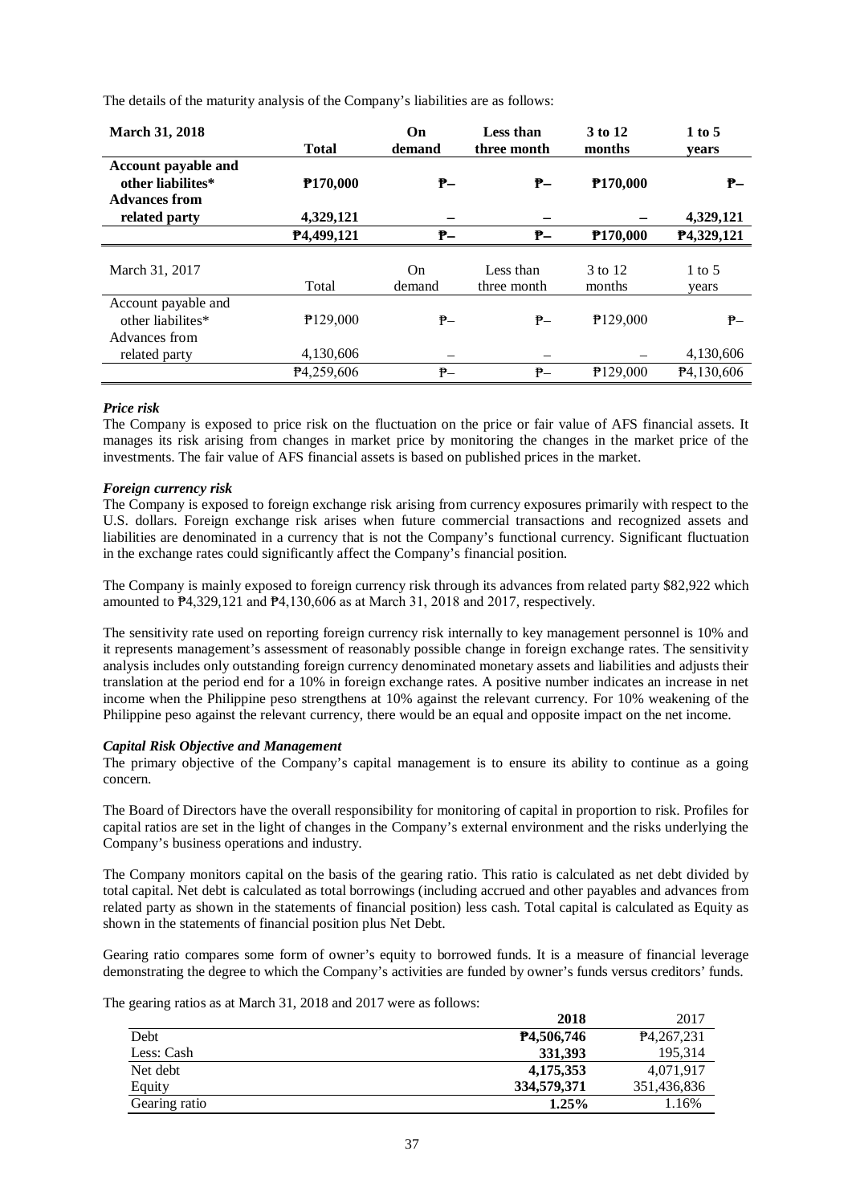The details of the maturity analysis of the Company's liabilities are as follows:

| **March 31, 2018** | **Total** | **On demand** | **Less than three month** | **3 to 12 months** | **1 to 5 years** |
|---|---|---|---|---|---|
| **Account payable and other liabilites*** | **₱170,000** | **₱–** | **₱–** | **₱170,000** | **₱–** |
| **Advances from related party** | **4,329,121** | **–** | **–** | **–** | **4,329,121** |
| | **₱4,499,121** | **₱–** | **₱–** | **₱170,000** | **₱4,329,121** |

| March 31, 2017 | Total | On demand | Less than three month | 3 to 12 months | 1 to 5 years |
|---|---|---|---|---|---|
| Account payable and other liabilites* | ₱129,000 | ₱– | ₱– | ₱129,000 | ₱– |
| Advances from related party | 4,130,606 | – | – | – | 4,130,606 |
| | ₱4,259,606 | ₱– | ₱– | ₱129,000 | ₱4,130,606 |

***Price risk***
The Company is exposed to price risk on the fluctuation on the price or fair value of AFS financial assets. It manages its risk arising from changes in market price by monitoring the changes in the market price of the investments. The fair value of AFS financial assets is based on published prices in the market.

***Foreign currency risk***
The Company is exposed to foreign exchange risk arising from currency exposures primarily with respect to the U.S. dollars. Foreign exchange risk arises when future commercial transactions and recognized assets and liabilities are denominated in a currency that is not the Company's functional currency. Significant fluctuation in the exchange rates could significantly affect the Company's financial position.

The Company is mainly exposed to foreign currency risk through its advances from related party $82,922 which amounted to ₱4,329,121 and ₱4,130,606 as at March 31, 2018 and 2017, respectively.

The sensitivity rate used on reporting foreign currency risk internally to key management personnel is 10% and it represents management's assessment of reasonably possible change in foreign exchange rates. The sensitivity analysis includes only outstanding foreign currency denominated monetary assets and liabilities and adjusts their translation at the period end for a 10% in foreign exchange rates. A positive number indicates an increase in net income when the Philippine peso strengthens at 10% against the relevant currency. For 10% weakening of the Philippine peso against the relevant currency, there would be an equal and opposite impact on the net income.

***Capital Risk Objective and Management***
The primary objective of the Company's capital management is to ensure its ability to continue as a going concern.

The Board of Directors have the overall responsibility for monitoring of capital in proportion to risk. Profiles for capital ratios are set in the light of changes in the Company's external environment and the risks underlying the Company's business operations and industry.

The Company monitors capital on the basis of the gearing ratio. This ratio is calculated as net debt divided by total capital. Net debt is calculated as total borrowings (including accrued and other payables and advances from related party as shown in the statements of financial position) less cash. Total capital is calculated as Equity as shown in the statements of financial position plus Net Debt.

Gearing ratio compares some form of owner's equity to borrowed funds. It is a measure of financial leverage demonstrating the degree to which the Company's activities are funded by owner's funds versus creditors' funds.

The gearing ratios as at March 31, 2018 and 2017 were as follows:

| | **2018** | 2017 |
|---|---|---|
| Debt | **₱4,506,746** | ₱4,267,231 |
| Less: Cash | **331,393** | 195,314 |
| Net debt | **4,175,353** | 4,071,917 |
| Equity | **334,579,371** | 351,436,836 |
| Gearing ratio | **1.25%** | 1.16% |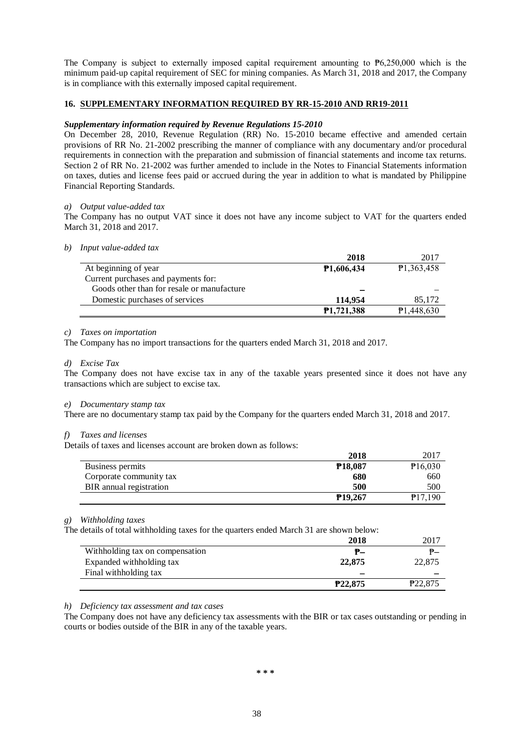The Company is subject to externally imposed capital requirement amounting to ₱6,250,000 which is the minimum paid-up capital requirement of SEC for mining companies. As March 31, 2018 and 2017, the Company is in compliance with this externally imposed capital requirement.

## 16. SUPPLEMENTARY INFORMATION REQUIRED BY RR-15-2010 AND RR19-2011

***Supplementary information required by Revenue Regulations 15-2010***

On December 28, 2010, Revenue Regulation (RR) No. 15-2010 became effective and amended certain provisions of RR No. 21-2002 prescribing the manner of compliance with any documentary and/or procedural requirements in connection with the preparation and submission of financial statements and income tax returns. Section 2 of RR No. 21-2002 was further amended to include in the Notes to Financial Statements information on taxes, duties and license fees paid or accrued during the year in addition to what is mandated by Philippine Financial Reporting Standards.

*a) Output value-added tax*

The Company has no output VAT since it does not have any income subject to VAT for the quarters ended March 31, 2018 and 2017.

*b) Input value-added tax*

| | **2018** | 2017 |
|---|---|---|
| At beginning of year | **₱1,606,434** | ₱1,363,458 |
| Current purchases and payments for: | | |
| Goods other than for resale or manufacture | **–** | – |
| Domestic purchases of services | **114,954** | 85,172 |
| | **₱1,721,388** | ₱1,448,630 |

*c) Taxes on importation*

The Company has no import transactions for the quarters ended March 31, 2018 and 2017.

*d) Excise Tax*

The Company does not have excise tax in any of the taxable years presented since it does not have any transactions which are subject to excise tax.

*e) Documentary stamp tax*

There are no documentary stamp tax paid by the Company for the quarters ended March 31, 2018 and 2017.

*f) Taxes and licenses*

Details of taxes and licenses account are broken down as follows:

| | **2018** | 2017 |
|---|---|---|
| Business permits | **₱18,087** | ₱16,030 |
| Corporate community tax | **680** | 660 |
| BIR annual registration | **500** | 500 |
| | **₱19,267** | ₱17,190 |

*g) Withholding taxes*

The details of total withholding taxes for the quarters ended March 31 are shown below:

| | **2018** | 2017 |
|---|---|---|
| Withholding tax on compensation | **₱–** | ₱– |
| Expanded withholding tax | **22,875** | 22,875 |
| Final withholding tax | **–** | **–** |
| | **₱22,875** | ₱22,875 |

*h) Deficiency tax assessment and tax cases*

The Company does not have any deficiency tax assessments with the BIR or tax cases outstanding or pending in courts or bodies outside of the BIR in any of the taxable years.

\* \* \*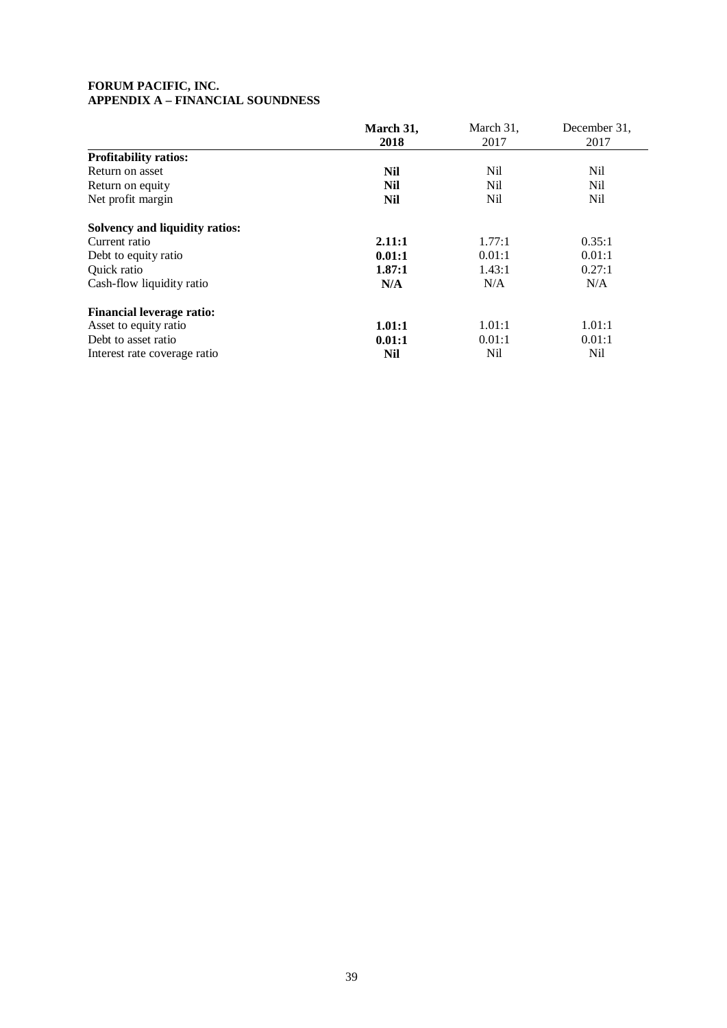**FORUM PACIFIC, INC.**
**APPENDIX A – FINANCIAL SOUNDNESS**

| | **March 31, 2018** | March 31, 2017 | December 31, 2017 |
|---|---|---|---|
| **Profitability ratios:** | | | |
| Return on asset | **Nil** | Nil | Nil |
| Return on equity | **Nil** | Nil | Nil |
| Net profit margin | **Nil** | Nil | Nil |
| **Solvency and liquidity ratios:** | | | |
| Current ratio | **2.11:1** | 1.77:1 | 0.35:1 |
| Debt to equity ratio | **0.01:1** | 0.01:1 | 0.01:1 |
| Quick ratio | **1.87:1** | 1.43:1 | 0.27:1 |
| Cash-flow liquidity ratio | **N/A** | N/A | N/A |
| **Financial leverage ratio:** | | | |
| Asset to equity ratio | **1.01:1** | 1.01:1 | 1.01:1 |
| Debt to asset ratio | **0.01:1** | 0.01:1 | 0.01:1 |
| Interest rate coverage ratio | **Nil** | Nil | Nil |